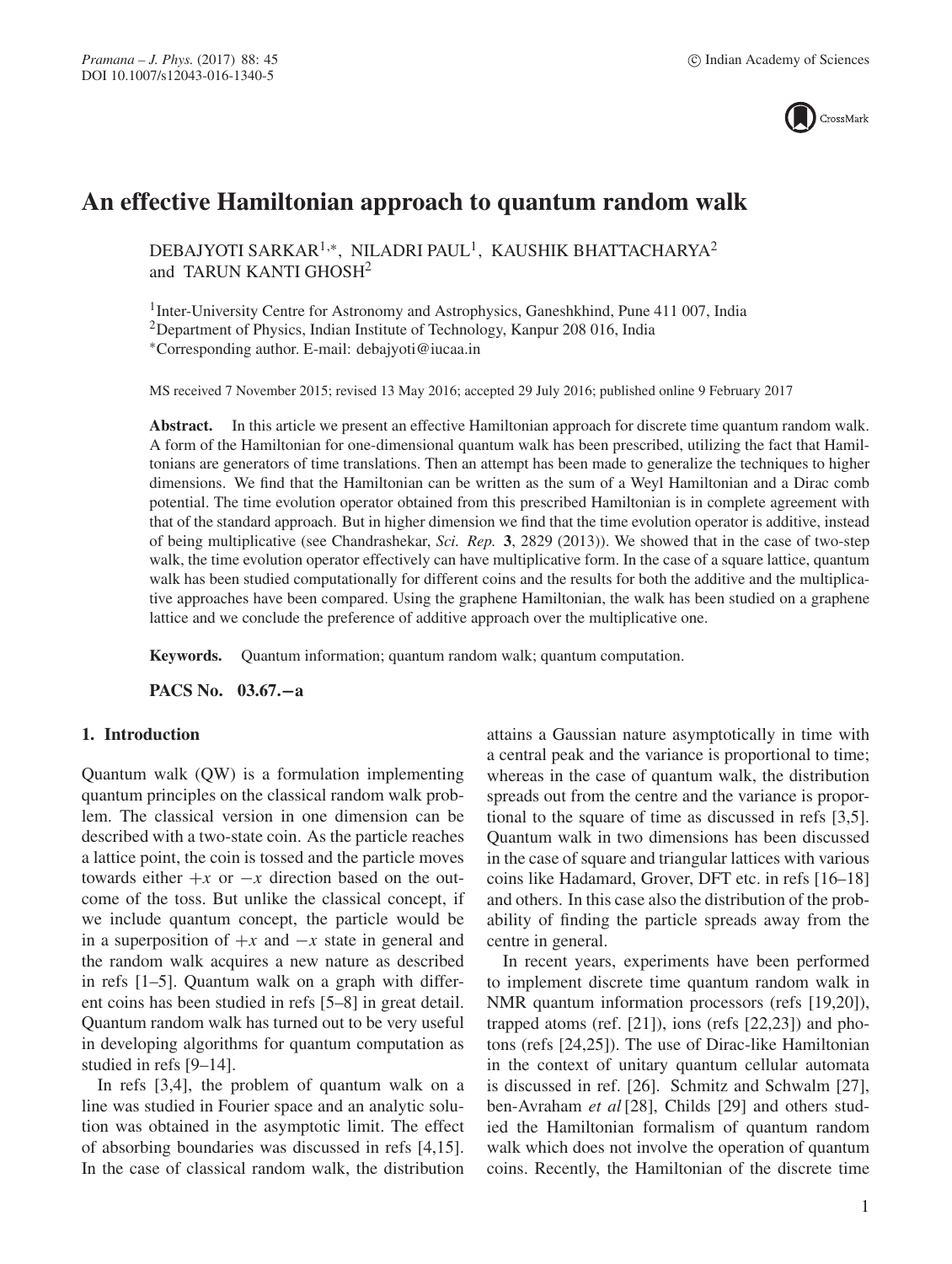# An effective Hamiltonian approach to quantum random walk

DEBAJYOTI SARKAR[1,*], NILADRI PAUL[1], KAUSHIK BHATTACHARYA[2] and TARUN KANTI GHOSH[2]

[1]Inter-University Centre for Astronomy and Astrophysics, Ganeshkhind, Pune 411 007, India
[2]Department of Physics, Indian Institute of Technology, Kanpur 208 016, India
[*]Corresponding author. E-mail: debajyoti@iucaa.in

MS received 7 November 2015; revised 13 May 2016; accepted 29 July 2016; published online 9 February 2017

**Abstract.** In this article we present an effective Hamiltonian approach for discrete time quantum random walk. A form of the Hamiltonian for one-dimensional quantum walk has been prescribed, utilizing the fact that Hamiltonians are generators of time translations. Then an attempt has been made to generalize the techniques to higher dimensions. We find that the Hamiltonian can be written as the sum of a Weyl Hamiltonian and a Dirac comb potential. The time evolution operator obtained from this prescribed Hamiltonian is in complete agreement with that of the standard approach. But in higher dimension we find that the time evolution operator is additive, instead of being multiplicative (see Chandrashekar, *Sci. Rep.* **3**, 2829 (2013)). We showed that in the case of two-step walk, the time evolution operator effectively can have multiplicative form. In the case of a square lattice, quantum walk has been studied computationally for different coins and the results for both the additive and the multiplicative approaches have been compared. Using the graphene Hamiltonian, the walk has been studied on a graphene lattice and we conclude the preference of additive approach over the multiplicative one.

**Keywords.** Quantum information; quantum random walk; quantum computation.

**PACS No. 03.67.−a**

## 1. Introduction

Quantum walk (QW) is a formulation implementing quantum principles on the classical random walk problem. The classical version in one dimension can be described with a two-state coin. As the particle reaches a lattice point, the coin is tossed and the particle moves towards either $+x$ or $-x$ direction based on the outcome of the toss. But unlike the classical concept, if we include quantum concept, the particle would be in a superposition of $+x$ and $-x$ state in general and the random walk acquires a new nature as described in refs [1–5]. Quantum walk on a graph with different coins has been studied in refs [5–8] in great detail. Quantum random walk has turned out to be very useful in developing algorithms for quantum computation as studied in refs [9–14].

In refs [3,4], the problem of quantum walk on a line was studied in Fourier space and an analytic solution was obtained in the asymptotic limit. The effect of absorbing boundaries was discussed in refs [4,15]. In the case of classical random walk, the distribution attains a Gaussian nature asymptotically in time with a central peak and the variance is proportional to time; whereas in the case of quantum walk, the distribution spreads out from the centre and the variance is proportional to the square of time as discussed in refs [3,5]. Quantum walk in two dimensions has been discussed in the case of square and triangular lattices with various coins like Hadamard, Grover, DFT etc. in refs [16–18] and others. In this case also the distribution of the probability of finding the particle spreads away from the centre in general.

In recent years, experiments have been performed to implement discrete time quantum random walk in NMR quantum information processors (refs [19,20]), trapped atoms (ref. [21]), ions (refs [22,23]) and photons (refs [24,25]). The use of Dirac-like Hamiltonian in the context of unitary quantum cellular automata is discussed in ref. [26]. Schmitz and Schwalm [27], ben-Avraham *et al* [28], Childs [29] and others studied the Hamiltonian formalism of quantum random walk which does not involve the operation of quantum coins. Recently, the Hamiltonian of the discrete time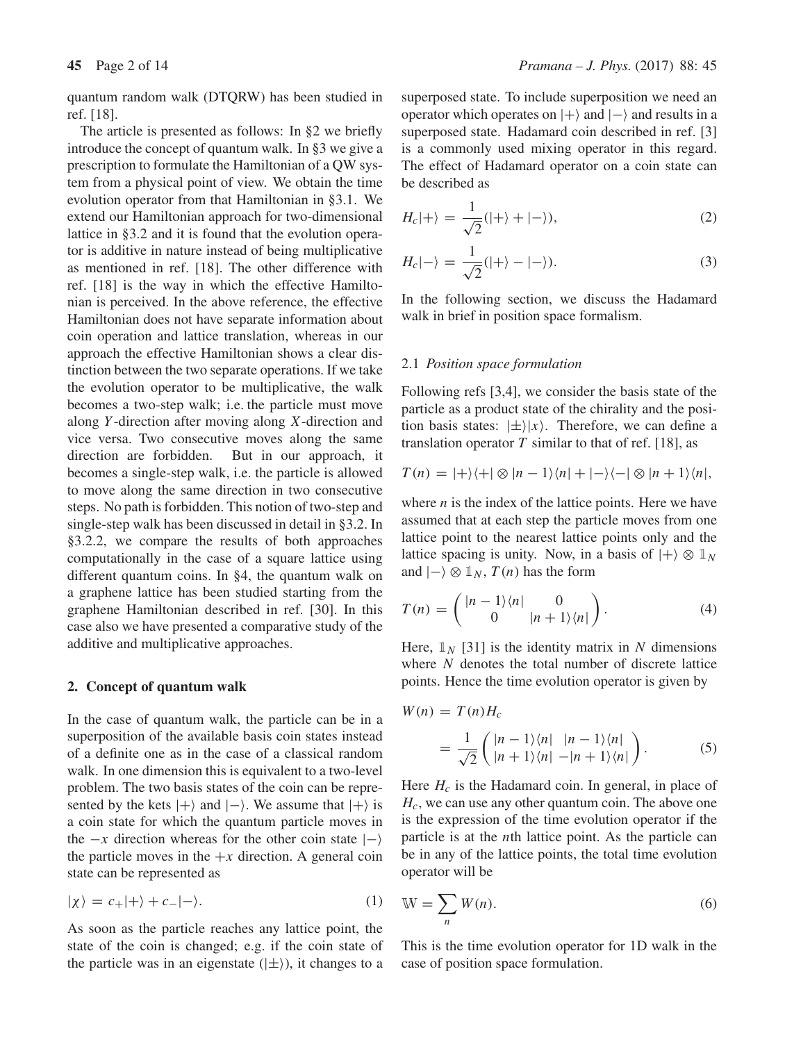quantum random walk (DTQRW) has been studied in ref. [18].

The article is presented as follows: In §2 we briefly introduce the concept of quantum walk. In §3 we give a prescription to formulate the Hamiltonian of a QW system from a physical point of view. We obtain the time evolution operator from that Hamiltonian in §3.1. We extend our Hamiltonian approach for two-dimensional lattice in §3.2 and it is found that the evolution operator is additive in nature instead of being multiplicative as mentioned in ref. [18]. The other difference with ref. [18] is the way in which the effective Hamiltonian is perceived. In the above reference, the effective Hamiltonian does not have separate information about coin operation and lattice translation, whereas in our approach the effective Hamiltonian shows a clear distinction between the two separate operations. If we take the evolution operator to be multiplicative, the walk becomes a two-step walk; i.e. the particle must move along $Y$-direction after moving along $X$-direction and vice versa. Two consecutive moves along the same direction are forbidden. But in our approach, it becomes a single-step walk, i.e. the particle is allowed to move along the same direction in two consecutive steps. No path is forbidden. This notion of two-step and single-step walk has been discussed in detail in §3.2. In §3.2.2, we compare the results of both approaches computationally in the case of a square lattice using different quantum coins. In §4, the quantum walk on a graphene lattice has been studied starting from the graphene Hamiltonian described in ref. [30]. In this case also we have presented a comparative study of the additive and multiplicative approaches.

## 2. Concept of quantum walk

In the case of quantum walk, the particle can be in a superposition of the available basis coin states instead of a definite one as in the case of a classical random walk. In one dimension this is equivalent to a two-level problem. The two basis states of the coin can be represented by the kets $|+\rangle$ and $|-\rangle$. We assume that $|+\rangle$ is a coin state for which the quantum particle moves in the $-x$ direction whereas for the other coin state $|-\rangle$ the particle moves in the $+x$ direction. A general coin state can be represented as

$$|\chi\rangle = c_+|+\rangle + c_-|-\rangle. \tag{1}$$

As soon as the particle reaches any lattice point, the state of the coin is changed; e.g. if the coin state of the particle was in an eigenstate ($|\pm\rangle$), it changes to a superposed state. To include superposition we need an operator which operates on $|+\rangle$ and $|-\rangle$ and results in a superposed state. Hadamard coin described in ref. [3] is a commonly used mixing operator in this regard. The effect of Hadamard operator on a coin state can be described as

$$H_c|+\rangle = \frac{1}{\sqrt{2}}(|+\rangle + |-\rangle), \tag{2}$$

$$H_c|-\rangle = \frac{1}{\sqrt{2}}(|+\rangle - |-\rangle). \tag{3}$$

In the following section, we discuss the Hadamard walk in brief in position space formalism.

### 2.1 *Position space formulation*

Following refs [3,4], we consider the basis state of the particle as a product state of the chirality and the position basis states: $|\pm\rangle|x\rangle$. Therefore, we can define a translation operator $T$ similar to that of ref. [18], as

$$T(n) = |+\rangle\langle+| \otimes |n-1\rangle\langle n| + |-\rangle\langle-| \otimes |n+1\rangle\langle n|,$$

where $n$ is the index of the lattice points. Here we have assumed that at each step the particle moves from one lattice point to the nearest lattice points only and the lattice spacing is unity. Now, in a basis of $|+\rangle \otimes \mathbb{1}_N$ and $|-\rangle \otimes \mathbb{1}_N$, $T(n)$ has the form

$$T(n) = \begin{pmatrix} |n-1\rangle\langle n| & 0 \\ 0 & |n+1\rangle\langle n| \end{pmatrix}. \tag{4}$$

Here, $\mathbb{1}_N$ [31] is the identity matrix in $N$ dimensions where $N$ denotes the total number of discrete lattice points. Hence the time evolution operator is given by

$$\begin{aligned} W(n) &= T(n)H_c \\ &= \frac{1}{\sqrt{2}}\begin{pmatrix} |n-1\rangle\langle n| & |n-1\rangle\langle n| \\ |n+1\rangle\langle n| & -|n+1\rangle\langle n| \end{pmatrix}. \end{aligned} \tag{5}$$

Here $H_c$ is the Hadamard coin. In general, in place of $H_c$, we can use any other quantum coin. The above one is the expression of the time evolution operator if the particle is at the $n$th lattice point. As the particle can be in any of the lattice points, the total time evolution operator will be

$$\mathbb{W} = \sum_n W(n). \tag{6}$$

This is the time evolution operator for 1D walk in the case of position space formulation.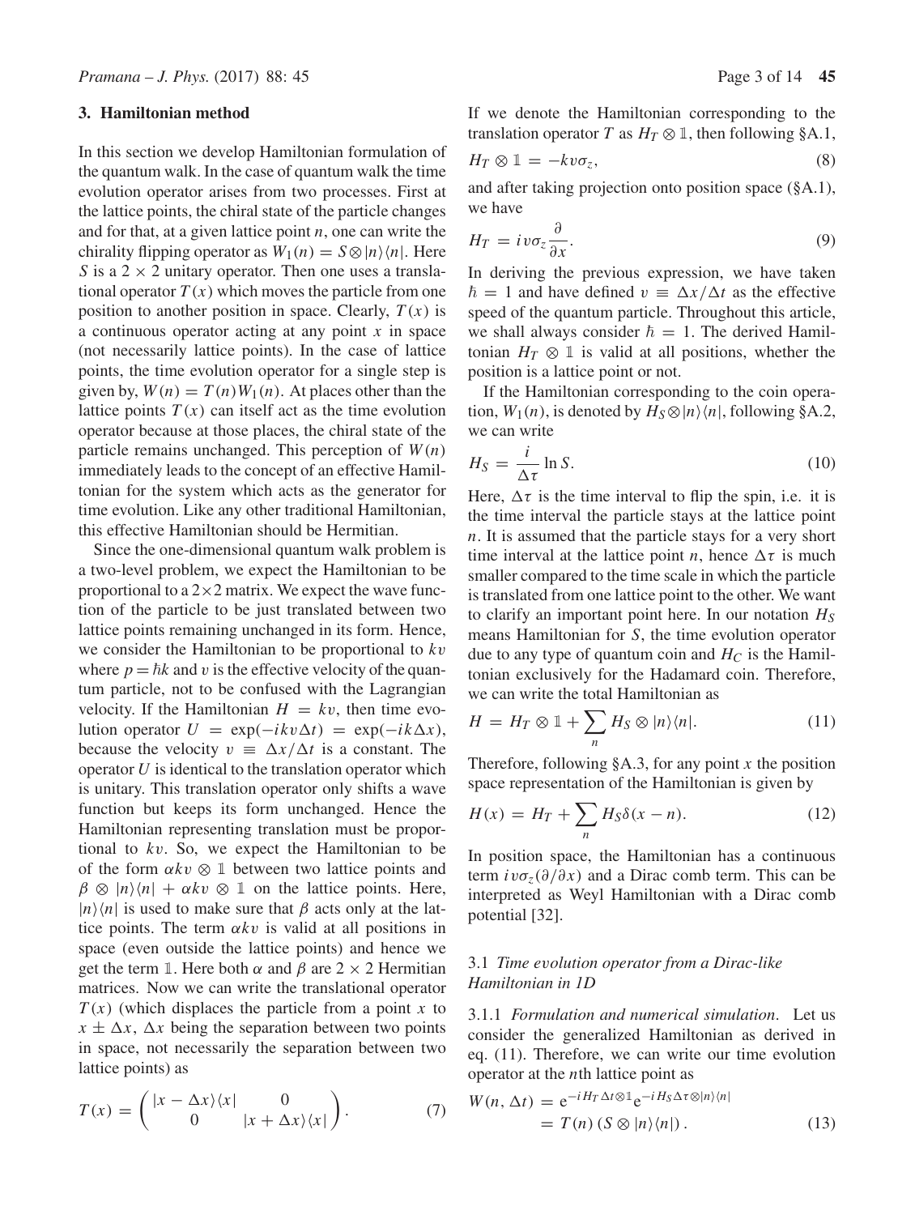## 3. Hamiltonian method

In this section we develop Hamiltonian formulation of the quantum walk. In the case of quantum walk the time evolution operator arises from two processes. First at the lattice points, the chiral state of the particle changes and for that, at a given lattice point $n$, one can write the chirality flipping operator as $W_1(n) = S \otimes |n\rangle\langle n|$. Here $S$ is a $2 \times 2$ unitary operator. Then one uses a translational operator $T(x)$ which moves the particle from one position to another position in space. Clearly, $T(x)$ is a continuous operator acting at any point $x$ in space (not necessarily lattice points). In the case of lattice points, the time evolution operator for a single step is given by, $W(n) = T(n)W_1(n)$. At places other than the lattice points $T(x)$ can itself act as the time evolution operator because at those places, the chiral state of the particle remains unchanged. This perception of $W(n)$ immediately leads to the concept of an effective Hamiltonian for the system which acts as the generator for time evolution. Like any other traditional Hamiltonian, this effective Hamiltonian should be Hermitian.

Since the one-dimensional quantum walk problem is a two-level problem, we expect the Hamiltonian to be proportional to a $2\times2$ matrix. We expect the wave function of the particle to be just translated between two lattice points remaining unchanged in its form. Hence, we consider the Hamiltonian to be proportional to $kv$ where $p = \hbar k$ and $v$ is the effective velocity of the quantum particle, not to be confused with the Lagrangian velocity. If the Hamiltonian $H = kv$, then time evolution operator $U = \exp(-ikv\Delta t) = \exp(-ik\Delta x)$, because the velocity $v \equiv \Delta x/\Delta t$ is a constant. The operator $U$ is identical to the translation operator which is unitary. This translation operator only shifts a wave function but keeps its form unchanged. Hence the Hamiltonian representing translation must be proportional to $kv$. So, we expect the Hamiltonian to be of the form $\alpha kv \otimes \mathbb{1}$ between two lattice points and $\beta \otimes |n\rangle\langle n| + \alpha kv \otimes \mathbb{1}$ on the lattice points. Here, $|n\rangle\langle n|$ is used to make sure that $\beta$ acts only at the lattice points. The term $\alpha kv$ is valid at all positions in space (even outside the lattice points) and hence we get the term $\mathbb{1}$. Here both $\alpha$ and $\beta$ are $2 \times 2$ Hermitian matrices. Now we can write the translational operator $T(x)$ (which displaces the particle from a point $x$ to $x \pm \Delta x$, $\Delta x$ being the separation between two points in space, not necessarily the separation between two lattice points) as

$$T(x) = \begin{pmatrix} |x - \Delta x\rangle\langle x| & 0 \\ 0 & |x + \Delta x\rangle\langle x| \end{pmatrix}. \tag{7}$$

If we denote the Hamiltonian corresponding to the translation operator $T$ as $H_T \otimes \mathbb{1}$, then following §A.1,

$$H_T \otimes \mathbb{1} = -kv\sigma_z, \tag{8}$$

and after taking projection onto position space (§A.1), we have

$$H_T = iv\sigma_z \frac{\partial}{\partial x}. \tag{9}$$

In deriving the previous expression, we have taken $\hbar = 1$ and have defined $v \equiv \Delta x/\Delta t$ as the effective speed of the quantum particle. Throughout this article, we shall always consider $\hbar = 1$. The derived Hamiltonian $H_T \otimes \mathbb{1}$ is valid at all positions, whether the position is a lattice point or not.

If the Hamiltonian corresponding to the coin operation, $W_1(n)$, is denoted by $H_S \otimes |n\rangle\langle n|$, following §A.2, we can write

$$H_S = \frac{i}{\Delta\tau} \ln S. \tag{10}$$

Here, $\Delta\tau$ is the time interval to flip the spin, i.e. it is the time interval the particle stays at the lattice point $n$. It is assumed that the particle stays for a very short time interval at the lattice point $n$, hence $\Delta\tau$ is much smaller compared to the time scale in which the particle is translated from one lattice point to the other. We want to clarify an important point here. In our notation $H_S$ means Hamiltonian for $S$, the time evolution operator due to any type of quantum coin and $H_C$ is the Hamiltonian exclusively for the Hadamard coin. Therefore, we can write the total Hamiltonian as

$$H = H_T \otimes \mathbb{1} + \sum_n H_S \otimes |n\rangle\langle n|. \tag{11}$$

Therefore, following §A.3, for any point $x$ the position space representation of the Hamiltonian is given by

$$H(x) = H_T + \sum_n H_S \delta(x - n). \tag{12}$$

In position space, the Hamiltonian has a continuous term $iv\sigma_z(\partial/\partial x)$ and a Dirac comb term. This can be interpreted as Weyl Hamiltonian with a Dirac comb potential [32].

### 3.1 *Time evolution operator from a Dirac-like Hamiltonian in 1D*

3.1.1 *Formulation and numerical simulation*. Let us consider the generalized Hamiltonian as derived in eq. (11). Therefore, we can write our time evolution operator at the $n$th lattice point as

$$\begin{aligned} W(n, \Delta t) &= e^{-iH_T\Delta t \otimes \mathbb{1}} e^{-iH_S\Delta\tau \otimes |n\rangle\langle n|} \\ &= T(n)\left(S \otimes |n\rangle\langle n|\right). \end{aligned} \tag{13}$$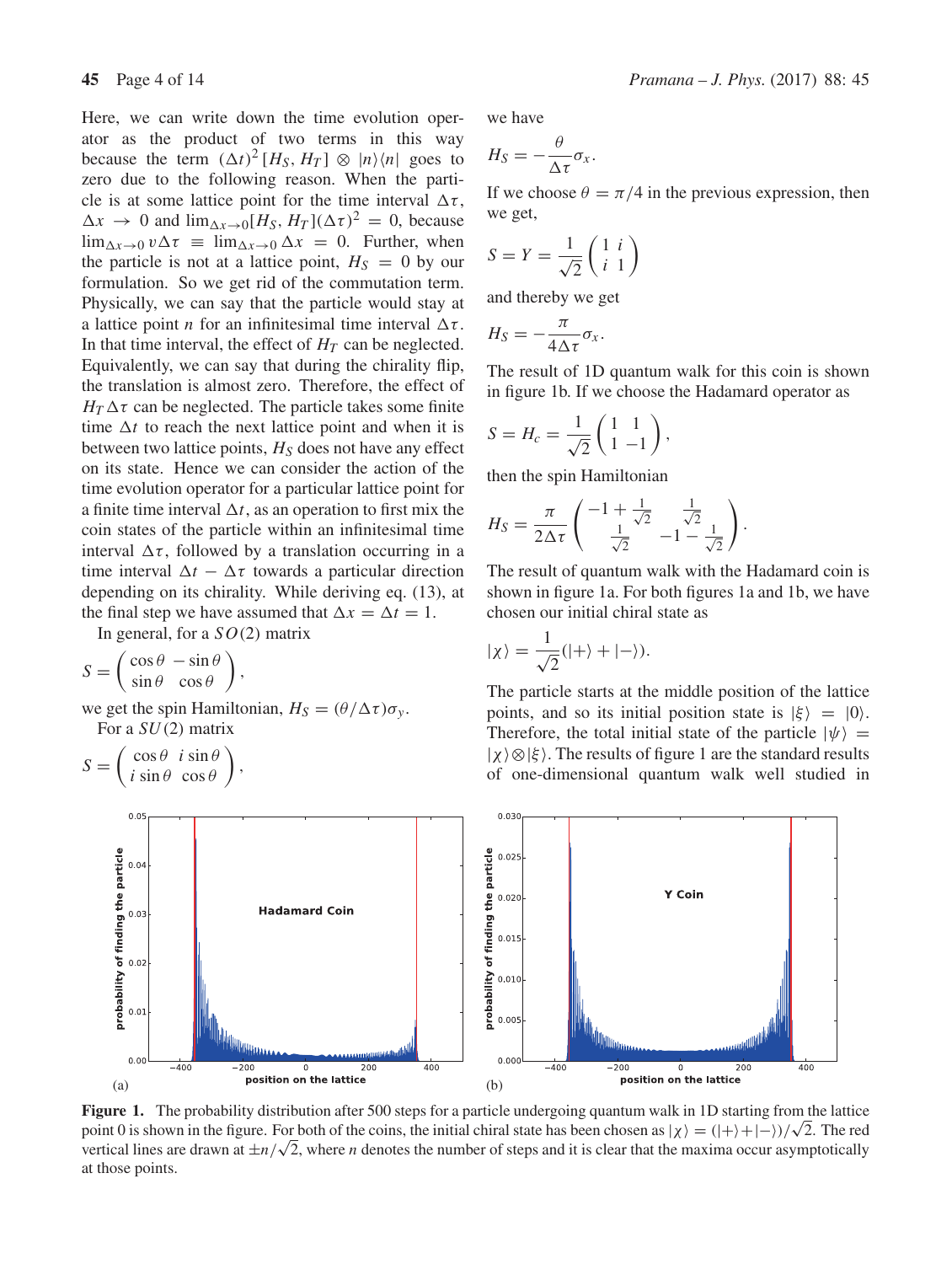Here, we can write down the time evolution operator as the product of two terms in this way because the term $(\Delta t)^2 [H_S, H_T] \otimes |n\rangle\langle n|$ goes to zero due to the following reason. When the particle is at some lattice point for the time interval $\Delta\tau$, $\Delta x \to 0$ and $\lim_{\Delta x \to 0}[H_S, H_T](\Delta\tau)^2 = 0$, because $\lim_{\Delta x \to 0} v\Delta\tau \equiv \lim_{\Delta x \to 0} \Delta x = 0$. Further, when the particle is not at a lattice point, $H_S = 0$ by our formulation. So we get rid of the commutation term. Physically, we can say that the particle would stay at a lattice point $n$ for an infinitesimal time interval $\Delta\tau$. In that time interval, the effect of $H_T$ can be neglected. Equivalently, we can say that during the chirality flip, the translation is almost zero. Therefore, the effect of $H_T\Delta\tau$ can be neglected. The particle takes some finite time $\Delta t$ to reach the next lattice point and when it is between two lattice points, $H_S$ does not have any effect on its state. Hence we can consider the action of the time evolution operator for a particular lattice point for a finite time interval $\Delta t$, as an operation to first mix the coin states of the particle within an infinitesimal time interval $\Delta\tau$, followed by a translation occurring in a time interval $\Delta t - \Delta\tau$ towards a particular direction depending on its chirality. While deriving eq. (13), at the final step we have assumed that $\Delta x = \Delta t = 1$.

In general, for a $SO(2)$ matrix

$$S = \begin{pmatrix} \cos\theta & -\sin\theta \\ \sin\theta & \cos\theta \end{pmatrix},$$

we get the spin Hamiltonian, $H_S = (\theta/\Delta\tau)\sigma_y$.

For a $SU(2)$ matrix

$$S = \begin{pmatrix} \cos\theta & i\sin\theta \\ i\sin\theta & \cos\theta \end{pmatrix},$$

we have

$$H_S = -\frac{\theta}{\Delta\tau}\sigma_x.$$

If we choose $\theta = \pi/4$ in the previous expression, then we get,

$$S = Y = \frac{1}{\sqrt{2}}\begin{pmatrix} 1 & i \\ i & 1 \end{pmatrix}$$

and thereby we get

$$H_S = -\frac{\pi}{4\Delta\tau}\sigma_x.$$

The result of 1D quantum walk for this coin is shown in figure 1b. If we choose the Hadamard operator as

$$S = H_c = \frac{1}{\sqrt{2}}\begin{pmatrix} 1 & 1 \\ 1 & -1 \end{pmatrix},$$

then the spin Hamiltonian

$$H_S = \frac{\pi}{2\Delta\tau}\begin{pmatrix} -1 + \frac{1}{\sqrt{2}} & \frac{1}{\sqrt{2}} \\ \frac{1}{\sqrt{2}} & -1 - \frac{1}{\sqrt{2}} \end{pmatrix}.$$

The result of quantum walk with the Hadamard coin is shown in figure 1a. For both figures 1a and 1b, we have chosen our initial chiral state as

$$|\chi\rangle = \frac{1}{\sqrt{2}}(|+\rangle + |-\rangle).$$

The particle starts at the middle position of the lattice points, and so its initial position state is $|\xi\rangle = |0\rangle$. Therefore, the total initial state of the particle $|\psi\rangle = |\chi\rangle \otimes |\xi\rangle$. The results of figure 1 are the standard results of one-dimensional quantum walk well studied in

**Figure 1.** The probability distribution after 500 steps for a particle undergoing quantum walk in 1D starting from the lattice point 0 is shown in the figure. For both of the coins, the initial chiral state has been chosen as $|\chi\rangle = (|+\rangle + |-\rangle)/\sqrt{2}$. The red vertical lines are drawn at $\pm n/\sqrt{2}$, where $n$ denotes the number of steps and it is clear that the maxima occur asymptotically at those points.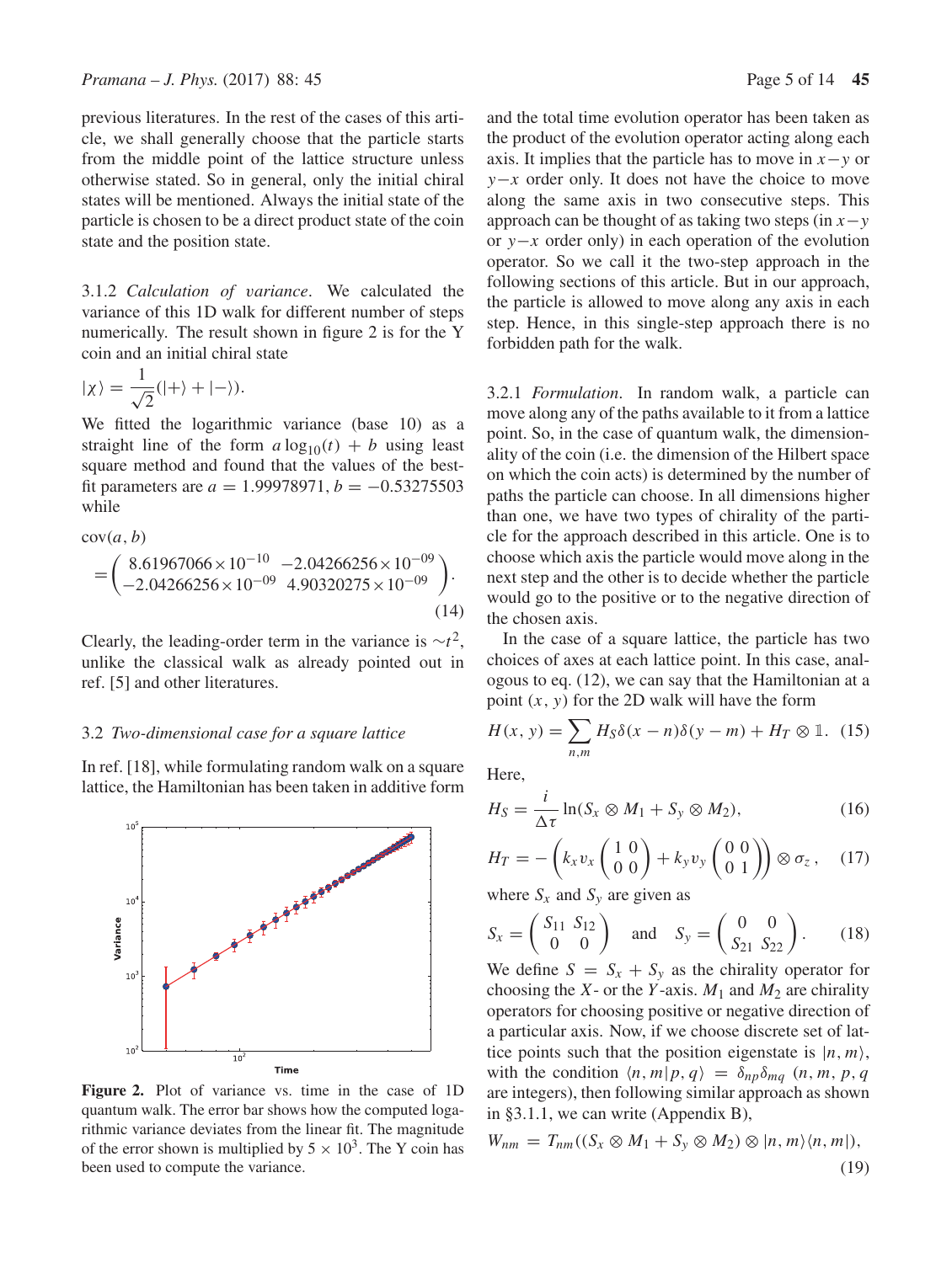previous literatures. In the rest of the cases of this article, we shall generally choose that the particle starts from the middle point of the lattice structure unless otherwise stated. So in general, only the initial chiral states will be mentioned. Always the initial state of the particle is chosen to be a direct product state of the coin state and the position state.

3.1.2 *Calculation of variance*. We calculated the variance of this 1D walk for different number of steps numerically. The result shown in figure 2 is for the Y coin and an initial chiral state

$$|\chi\rangle = \frac{1}{\sqrt{2}}(|+\rangle + |-\rangle).$$

We fitted the logarithmic variance (base 10) as a straight line of the form $a\log_{10}(t) + b$ using least square method and found that the values of the best-fit parameters are $a = 1.99978971$, $b = -0.53275503$ while

$$\mathrm{cov}(a, b) = \begin{pmatrix} 8.61967066\times 10^{-10} & -2.04266256\times 10^{-09} \\ -2.04266256\times 10^{-09} & 4.90320275\times 10^{-09} \end{pmatrix}. \tag{14}$$

Clearly, the leading-order term in the variance is $\sim t^2$, unlike the classical walk as already pointed out in ref. [5] and other literatures.

### 3.2 *Two-dimensional case for a square lattice*

In ref. [18], while formulating random walk on a square lattice, the Hamiltonian has been taken in additive form

**Figure 2.** Plot of variance vs. time in the case of 1D quantum walk. The error bar shows how the computed logarithmic variance deviates from the linear fit. The magnitude of the error shown is multiplied by $5 \times 10^3$. The Y coin has been used to compute the variance.

and the total time evolution operator has been taken as the product of the evolution operator acting along each axis. It implies that the particle has to move in $x-y$ or $y-x$ order only. It does not have the choice to move along the same axis in two consecutive steps. This approach can be thought of as taking two steps (in $x-y$ or $y-x$ order only) in each operation of the evolution operator. So we call it the two-step approach in the following sections of this article. But in our approach, the particle is allowed to move along any axis in each step. Hence, in this single-step approach there is no forbidden path for the walk.

3.2.1 *Formulation*. In random walk, a particle can move along any of the paths available to it from a lattice point. So, in the case of quantum walk, the dimensionality of the coin (i.e. the dimension of the Hilbert space on which the coin acts) is determined by the number of paths the particle can choose. In all dimensions higher than one, we have two types of chirality of the particle for the approach described in this article. One is to choose which axis the particle would move along in the next step and the other is to decide whether the particle would go to the positive or to the negative direction of the chosen axis.

In the case of a square lattice, the particle has two choices of axes at each lattice point. In this case, analogous to eq. (12), we can say that the Hamiltonian at a point $(x, y)$ for the 2D walk will have the form

$$H(x, y) = \sum_{n,m} H_S \delta(x - n)\delta(y - m) + H_T \otimes \mathbb{1}. \tag{15}$$

Here,

$$H_S = \frac{i}{\Delta\tau}\ln(S_x \otimes M_1 + S_y \otimes M_2), \tag{16}$$

$$H_T = -\left(k_x v_x \begin{pmatrix} 1 & 0 \\ 0 & 0 \end{pmatrix} + k_y v_y \begin{pmatrix} 0 & 0 \\ 0 & 1 \end{pmatrix}\right) \otimes \sigma_z, \tag{17}$$

where $S_x$ and $S_y$ are given as

$$S_x = \begin{pmatrix} S_{11} & S_{12} \\ 0 & 0 \end{pmatrix} \quad \text{and} \quad S_y = \begin{pmatrix} 0 & 0 \\ S_{21} & S_{22} \end{pmatrix}. \tag{18}$$

We define $S = S_x + S_y$ as the chirality operator for choosing the $X$- or the $Y$-axis. $M_1$ and $M_2$ are chirality operators for choosing positive or negative direction of a particular axis. Now, if we choose discrete set of lattice points such that the position eigenstate is $|n, m\rangle$, with the condition $\langle n, m|p, q\rangle = \delta_{np}\delta_{mq}$ ($n, m, p, q$ are integers), then following similar approach as shown in §3.1.1, we can write (Appendix B),

$$W_{nm} = T_{nm}((S_x \otimes M_1 + S_y \otimes M_2) \otimes |n, m\rangle\langle n, m|), \tag{19}$$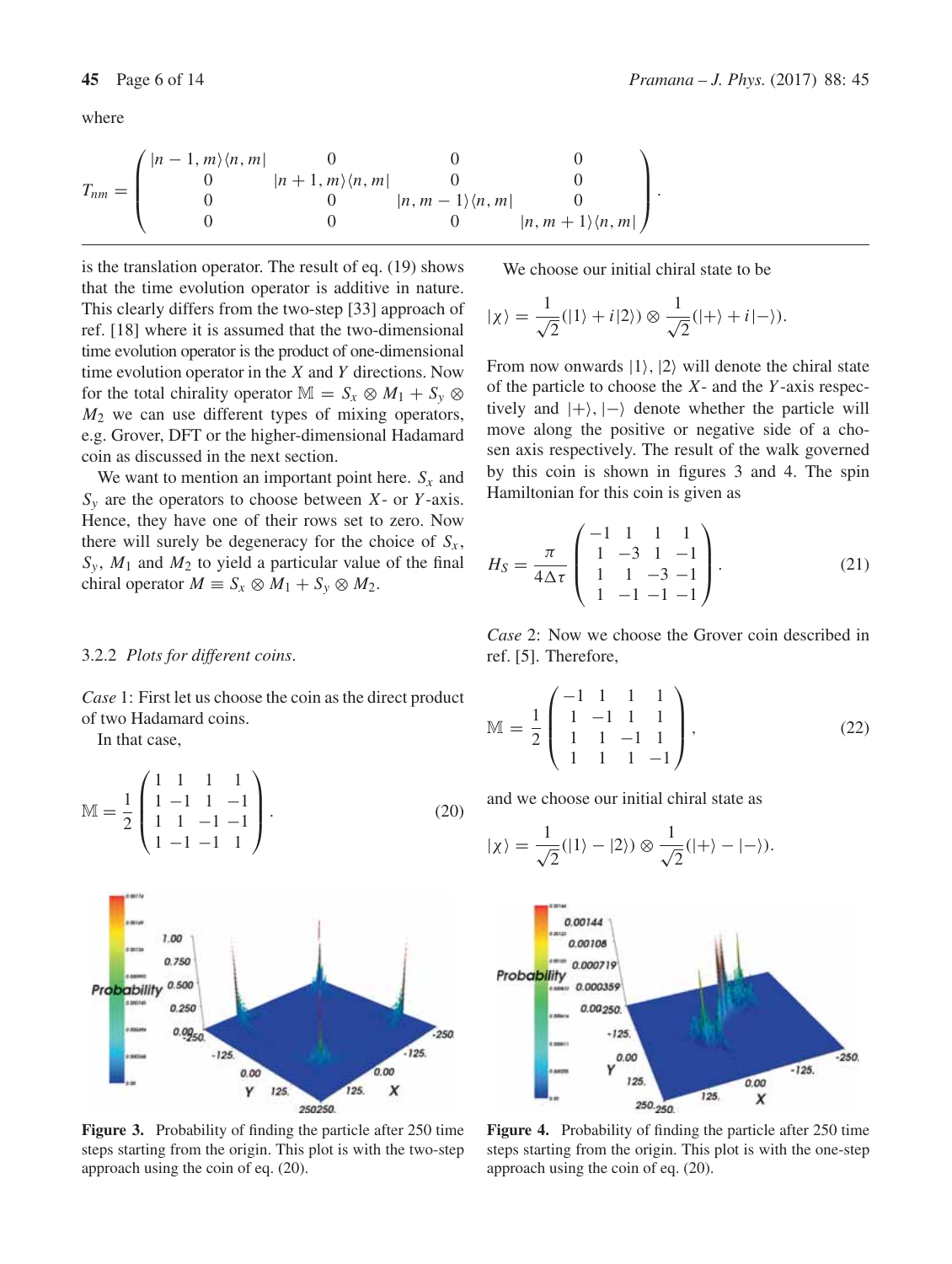where

$$T_{nm} = \begin{pmatrix} |n-1, m\rangle\langle n, m| & 0 & 0 & 0 \\ 0 & |n+1, m\rangle\langle n, m| & 0 & 0 \\ 0 & 0 & |n, m-1\rangle\langle n, m| & 0 \\ 0 & 0 & 0 & |n, m+1\rangle\langle n, m| \end{pmatrix}.$$

is the translation operator. The result of eq. (19) shows that the time evolution operator is additive in nature. This clearly differs from the two-step [33] approach of ref. [18] where it is assumed that the two-dimensional time evolution operator is the product of one-dimensional time evolution operator in the $X$ and $Y$ directions. Now for the total chirality operator $\mathbb{M} = S_x \otimes M_1 + S_y \otimes M_2$ we can use different types of mixing operators, e.g. Grover, DFT or the higher-dimensional Hadamard coin as discussed in the next section.

We want to mention an important point here. $S_x$ and $S_y$ are the operators to choose between $X$- or $Y$-axis. Hence, they have one of their rows set to zero. Now there will surely be degeneracy for the choice of $S_x$, $S_y$, $M_1$ and $M_2$ to yield a particular value of the final chiral operator $M \equiv S_x \otimes M_1 + S_y \otimes M_2$.

#### 3.2.2 *Plots for different coins*.

*Case* 1: First let us choose the coin as the direct product of two Hadamard coins.

In that case,

$$\mathbb{M} = \frac{1}{2}\begin{pmatrix} 1 & 1 & 1 & 1 \\ 1 & -1 & 1 & -1 \\ 1 & 1 & -1 & -1 \\ 1 & -1 & -1 & 1 \end{pmatrix}. \tag{20}$$

**Figure 3.** Probability of finding the particle after 250 time steps starting from the origin. This plot is with the two-step approach using the coin of eq. (20).

We choose our initial chiral state to be

$$|\chi\rangle = \frac{1}{\sqrt{2}}(|1\rangle + i|2\rangle) \otimes \frac{1}{\sqrt{2}}(|+\rangle + i|-\rangle).$$

From now onwards $|1\rangle$, $|2\rangle$ will denote the chiral state of the particle to choose the $X$- and the $Y$-axis respectively and $|+\rangle$, $|-\rangle$ denote whether the particle will move along the positive or negative side of a chosen axis respectively. The result of the walk governed by this coin is shown in figures 3 and 4. The spin Hamiltonian for this coin is given as

$$H_S = \frac{\pi}{4\Delta\tau}\begin{pmatrix} -1 & 1 & 1 & 1 \\ 1 & -3 & 1 & -1 \\ 1 & 1 & -3 & -1 \\ 1 & -1 & -1 & -1 \end{pmatrix}. \tag{21}$$

*Case* 2: Now we choose the Grover coin described in ref. [5]. Therefore,

$$\mathbb{M} = \frac{1}{2}\begin{pmatrix} -1 & 1 & 1 & 1 \\ 1 & -1 & 1 & 1 \\ 1 & 1 & -1 & 1 \\ 1 & 1 & 1 & -1 \end{pmatrix}, \tag{22}$$

and we choose our initial chiral state as

$$|\chi\rangle = \frac{1}{\sqrt{2}}(|1\rangle - |2\rangle) \otimes \frac{1}{\sqrt{2}}(|+\rangle - |-\rangle).$$

**Figure 4.** Probability of finding the particle after 250 time steps starting from the origin. This plot is with the one-step approach using the coin of eq. (20).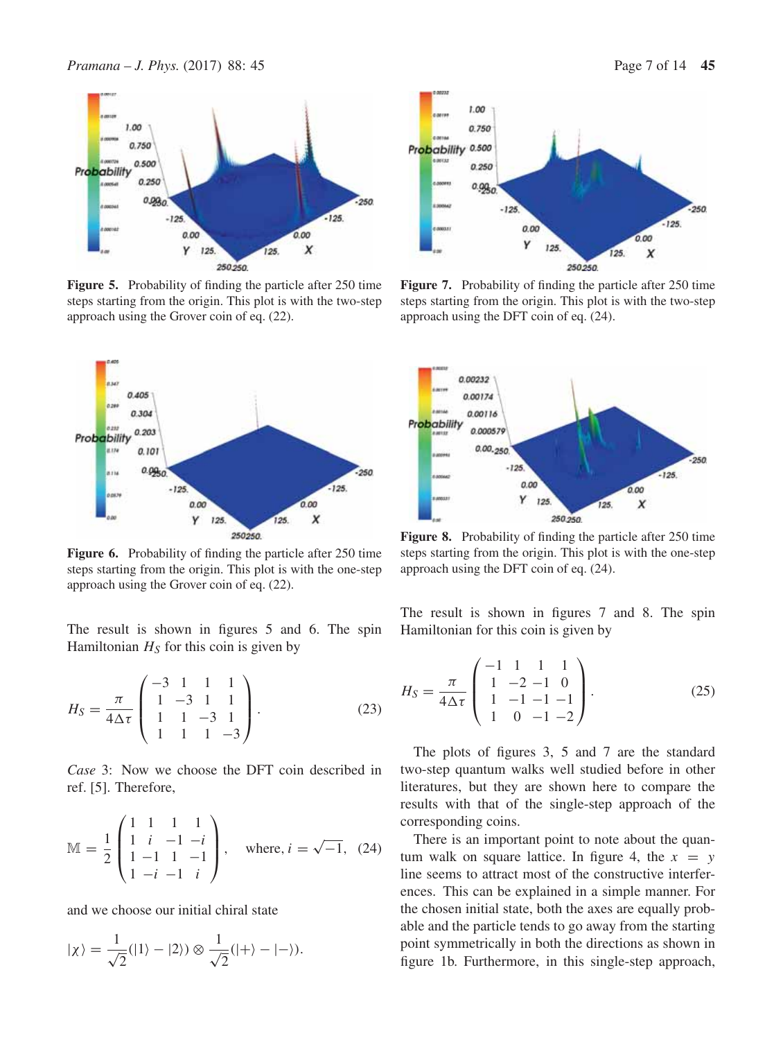**Figure 5.** Probability of finding the particle after 250 time steps starting from the origin. This plot is with the two-step approach using the Grover coin of eq. (22).

**Figure 6.** Probability of finding the particle after 250 time steps starting from the origin. This plot is with the one-step approach using the Grover coin of eq. (22).

The result is shown in figures 5 and 6. The spin Hamiltonian $H_S$ for this coin is given by

$$H_S = \frac{\pi}{4\Delta\tau}\begin{pmatrix} -3 & 1 & 1 & 1 \\ 1 & -3 & 1 & 1 \\ 1 & 1 & -3 & 1 \\ 1 & 1 & 1 & -3 \end{pmatrix}. \tag{23}$$

*Case* 3: Now we choose the DFT coin described in ref. [5]. Therefore,

$$\mathbb{M} = \frac{1}{2}\begin{pmatrix} 1 & 1 & 1 & 1 \\ 1 & i & -1 & -i \\ 1 & -1 & 1 & -1 \\ 1 & -i & -1 & i \end{pmatrix}, \quad \text{where, } i = \sqrt{-1}, \tag{24}$$

and we choose our initial chiral state

$$|\chi\rangle = \frac{1}{\sqrt{2}}(|1\rangle - |2\rangle) \otimes \frac{1}{\sqrt{2}}(|+\rangle - |-\rangle).$$

**Figure 7.** Probability of finding the particle after 250 time steps starting from the origin. This plot is with the two-step approach using the DFT coin of eq. (24).

**Figure 8.** Probability of finding the particle after 250 time steps starting from the origin. This plot is with the one-step approach using the DFT coin of eq. (24).

The result is shown in figures 7 and 8. The spin Hamiltonian for this coin is given by

$$H_S = \frac{\pi}{4\Delta\tau}\begin{pmatrix} -1 & 1 & 1 & 1 \\ 1 & -2 & -1 & 0 \\ 1 & -1 & -1 & -1 \\ 1 & 0 & -1 & -2 \end{pmatrix}. \tag{25}$$

The plots of figures 3, 5 and 7 are the standard two-step quantum walks well studied before in other literatures, but they are shown here to compare the results with that of the single-step approach of the corresponding coins.

There is an important point to note about the quantum walk on square lattice. In figure 4, the $x = y$ line seems to attract most of the constructive interferences. This can be explained in a simple manner. For the chosen initial state, both the axes are equally probable and the particle tends to go away from the starting point symmetrically in both the directions as shown in figure 1b. Furthermore, in this single-step approach,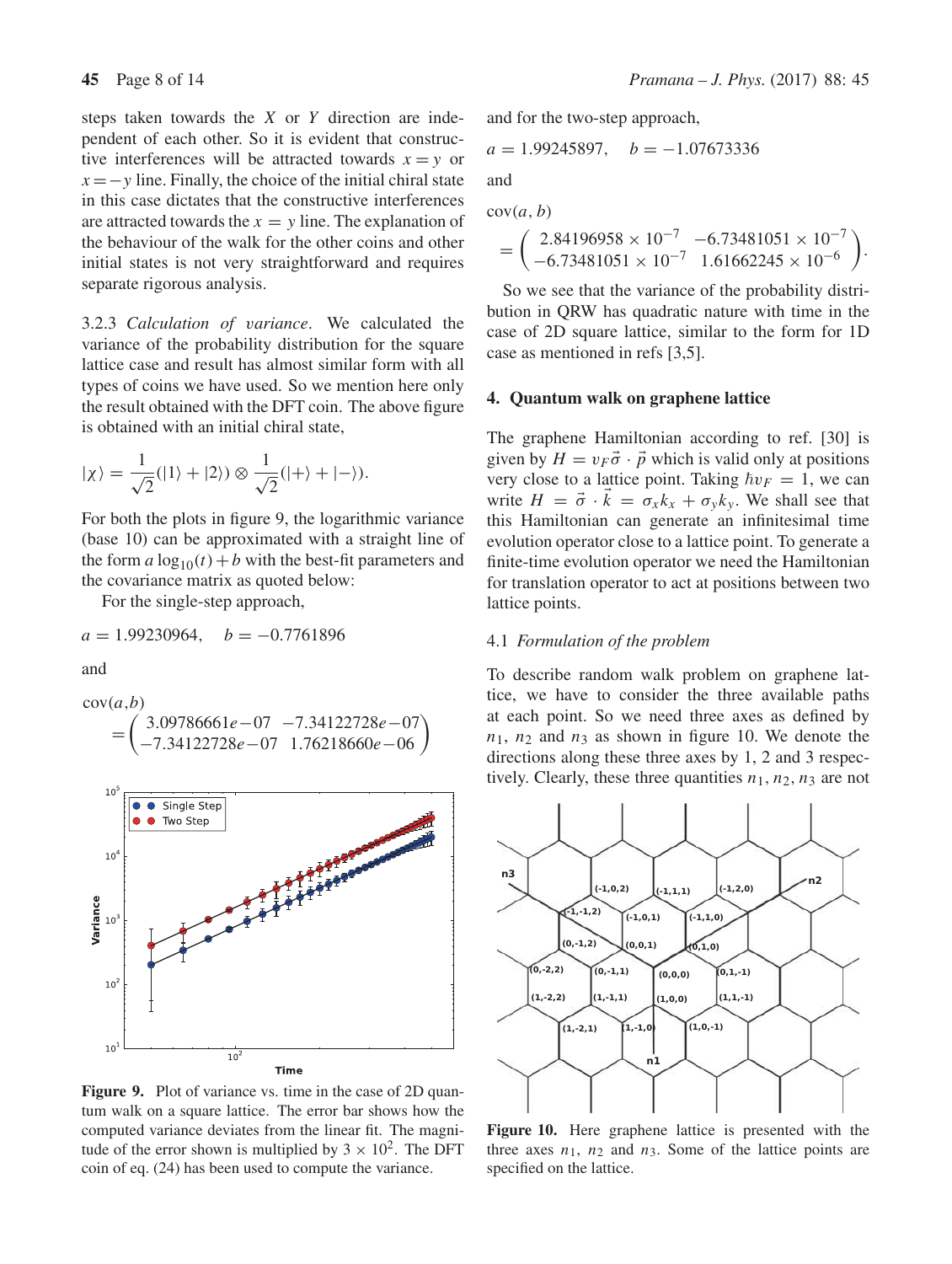steps taken towards the $X$ or $Y$ direction are independent of each other. So it is evident that constructive interferences will be attracted towards $x = y$ or $x = -y$ line. Finally, the choice of the initial chiral state in this case dictates that the constructive interferences are attracted towards the $x = y$ line. The explanation of the behaviour of the walk for the other coins and other initial states is not very straightforward and requires separate rigorous analysis.

3.2.3 *Calculation of variance*. We calculated the variance of the probability distribution for the square lattice case and result has almost similar form with all types of coins we have used. So we mention here only the result obtained with the DFT coin. The above figure is obtained with an initial chiral state,

$$|\chi\rangle = \frac{1}{\sqrt{2}}(|1\rangle + |2\rangle) \otimes \frac{1}{\sqrt{2}}(|+\rangle + |-\rangle).$$

For both the plots in figure 9, the logarithmic variance (base 10) can be approximated with a straight line of the form $a \log_{10}(t) + b$ with the best-fit parameters and the covariance matrix as quoted below:

For the single-step approach,

$a = 1.99230964, \quad b = -0.7761896$

and

$$\text{cov}(a,b) = \begin{pmatrix} 3.09786661e-07 & -7.34122728e-07 \\ -7.34122728e-07 & 1.76218660e-06 \end{pmatrix}$$

**Figure 9.** Plot of variance vs. time in the case of 2D quantum walk on a square lattice. The error bar shows how the computed variance deviates from the linear fit. The magnitude of the error shown is multiplied by $3 \times 10^2$. The DFT coin of eq. (24) has been used to compute the variance.

and for the two-step approach,

$a = 1.99245897, \quad b = -1.07673336$

and

$$\text{cov}(a, b) = \begin{pmatrix} 2.84196958 \times 10^{-7} & -6.73481051 \times 10^{-7} \\ -6.73481051 \times 10^{-7} & 1.61662245 \times 10^{-6} \end{pmatrix}.$$

So we see that the variance of the probability distribution in QRW has quadratic nature with time in the case of 2D square lattice, similar to the form for 1D case as mentioned in refs [3,5].

## 4. Quantum walk on graphene lattice

The graphene Hamiltonian according to ref. [30] is given by $H = v_F \vec{\sigma} \cdot \vec{p}$ which is valid only at positions very close to a lattice point. Taking $\hbar v_F = 1$, we can write $H = \vec{\sigma} \cdot \vec{k} = \sigma_x k_x + \sigma_y k_y$. We shall see that this Hamiltonian can generate an infinitesimal time evolution operator close to a lattice point. To generate a finite-time evolution operator we need the Hamiltonian for translation operator to act at positions between two lattice points.

### 4.1 *Formulation of the problem*

To describe random walk problem on graphene lattice, we have to consider the three available paths at each point. So we need three axes as defined by $n_1$, $n_2$ and $n_3$ as shown in figure 10. We denote the directions along these three axes by 1, 2 and 3 respectively. Clearly, these three quantities $n_1, n_2, n_3$ are not

**Figure 10.** Here graphene lattice is presented with the three axes $n_1$, $n_2$ and $n_3$. Some of the lattice points are specified on the lattice.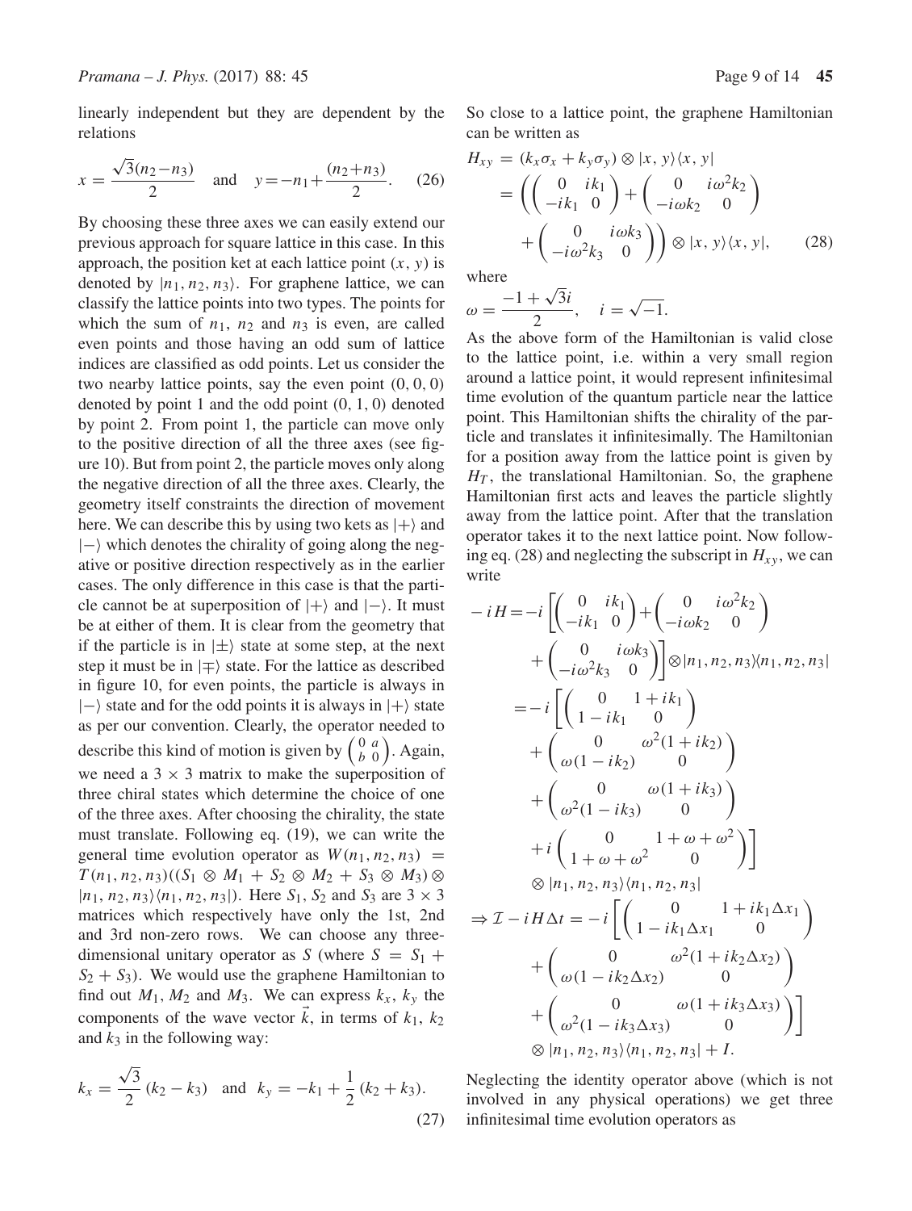linearly independent but they are dependent by the relations

$$x = \frac{\sqrt{3}(n_2 - n_3)}{2} \quad \text{and} \quad y = -n_1 + \frac{(n_2+n_3)}{2}. \tag{26}$$

By choosing these three axes we can easily extend our previous approach for square lattice in this case. In this approach, the position ket at each lattice point $(x, y)$ is denoted by $|n_1, n_2, n_3\rangle$. For graphene lattice, we can classify the lattice points into two types. The points for which the sum of $n_1$, $n_2$ and $n_3$ is even, are called even points and those having an odd sum of lattice indices are classified as odd points. Let us consider the two nearby lattice points, say the even point $(0, 0, 0)$ denoted by point 1 and the odd point $(0, 1, 0)$ denoted by point 2. From point 1, the particle can move only to the positive direction of all the three axes (see figure 10). But from point 2, the particle moves only along the negative direction of all the three axes. Clearly, the geometry itself constraints the direction of movement here. We can describe this by using two kets as $|+\rangle$ and $|-\rangle$ which denotes the chirality of going along the negative or positive direction respectively as in the earlier cases. The only difference in this case is that the particle cannot be at superposition of $|+\rangle$ and $|-\rangle$. It must be at either of them. It is clear from the geometry that if the particle is in $|\pm\rangle$ state at some step, at the next step it must be in $|\mp\rangle$ state. For the lattice as described in figure 10, for even points, the particle is always in $|-\rangle$ state and for the odd points it is always in $|+\rangle$ state as per our convention. Clearly, the operator needed to describe this kind of motion is given by $\begin{pmatrix} 0 & a \\ b & 0 \end{pmatrix}$. Again, we need a $3 \times 3$ matrix to make the superposition of three chiral states which determine the choice of one of the three axes. After choosing the chirality, the state must translate. Following eq. (19), we can write the general time evolution operator as $W(n_1, n_2, n_3) = T(n_1, n_2, n_3)((S_1 \otimes M_1 + S_2 \otimes M_2 + S_3 \otimes M_3) \otimes |n_1, n_2, n_3\rangle\langle n_1, n_2, n_3|)$. Here $S_1$, $S_2$ and $S_3$ are $3 \times 3$ matrices which respectively have only the 1st, 2nd and 3rd non-zero rows. We can choose any three-dimensional unitary operator as $S$ (where $S = S_1 + S_2 + S_3$). We would use the graphene Hamiltonian to find out $M_1$, $M_2$ and $M_3$. We can express $k_x$, $k_y$ the components of the wave vector $\vec{k}$, in terms of $k_1$, $k_2$ and $k_3$ in the following way:

$$k_x = \frac{\sqrt{3}}{2}(k_2 - k_3) \quad \text{and} \quad k_y = -k_1 + \frac{1}{2}(k_2 + k_3). \tag{27}$$

So close to a lattice point, the graphene Hamiltonian can be written as

$$\begin{aligned} H_{xy} &= (k_x\sigma_x + k_y\sigma_y) \otimes |x, y\rangle\langle x, y| \\ &= \left( \begin{pmatrix} 0 & ik_1 \\ -ik_1 & 0 \end{pmatrix} + \begin{pmatrix} 0 & i\omega^2 k_2 \\ -i\omega k_2 & 0 \end{pmatrix} \right. \\ &\quad \left. + \begin{pmatrix} 0 & i\omega k_3 \\ -i\omega^2 k_3 & 0 \end{pmatrix} \right) \otimes |x, y\rangle\langle x, y|, \end{aligned} \tag{28}$$

where

$$\omega = \frac{-1 + \sqrt{3}i}{2}, \quad i = \sqrt{-1}.$$

As the above form of the Hamiltonian is valid close to the lattice point, i.e. within a very small region around a lattice point, it would represent infinitesimal time evolution of the quantum particle near the lattice point. This Hamiltonian shifts the chirality of the particle and translates it infinitesimally. The Hamiltonian for a position away from the lattice point is given by $H_T$, the translational Hamiltonian. So, the graphene Hamiltonian first acts and leaves the particle slightly away from the lattice point. After that the translation operator takes it to the next lattice point. Now following eq. (28) and neglecting the subscript in $H_{xy}$, we can write

$$\begin{aligned} -iH &= -i\left[ \begin{pmatrix} 0 & ik_1 \\ -ik_1 & 0 \end{pmatrix} + \begin{pmatrix} 0 & i\omega^2 k_2 \\ -i\omega k_2 & 0 \end{pmatrix} \right. \\ &\quad \left. + \begin{pmatrix} 0 & i\omega k_3 \\ -i\omega^2 k_3 & 0 \end{pmatrix} \right] \otimes |n_1, n_2, n_3\rangle\langle n_1, n_2, n_3| \\ &= -i\left[ \begin{pmatrix} 0 & 1 + ik_1 \\ 1 - ik_1 & 0 \end{pmatrix} \right. \\ &\quad + \begin{pmatrix} 0 & \omega^2(1 + ik_2) \\ \omega(1 - ik_2) & 0 \end{pmatrix} \\ &\quad + \begin{pmatrix} 0 & \omega(1 + ik_3) \\ \omega^2(1 - ik_3) & 0 \end{pmatrix} \\ &\quad \left. + i\begin{pmatrix} 0 & 1 + \omega + \omega^2 \\ 1 + \omega + \omega^2 & 0 \end{pmatrix} \right] \\ &\quad \otimes |n_1, n_2, n_3\rangle\langle n_1, n_2, n_3| \\ \Rightarrow \mathcal{I} - iH\Delta t &= -i\left[ \begin{pmatrix} 0 & 1 + ik_1\Delta x_1 \\ 1 - ik_1\Delta x_1 & 0 \end{pmatrix} \right. \\ &\quad + \begin{pmatrix} 0 & \omega^2(1 + ik_2\Delta x_2) \\ \omega(1 - ik_2\Delta x_2) & 0 \end{pmatrix} \\ &\quad \left. + \begin{pmatrix} 0 & \omega(1 + ik_3\Delta x_3) \\ \omega^2(1 - ik_3\Delta x_3) & 0 \end{pmatrix} \right] \\ &\quad \otimes |n_1, n_2, n_3\rangle\langle n_1, n_2, n_3| + I. \end{aligned}$$

Neglecting the identity operator above (which is not involved in any physical operations) we get three infinitesimal time evolution operators as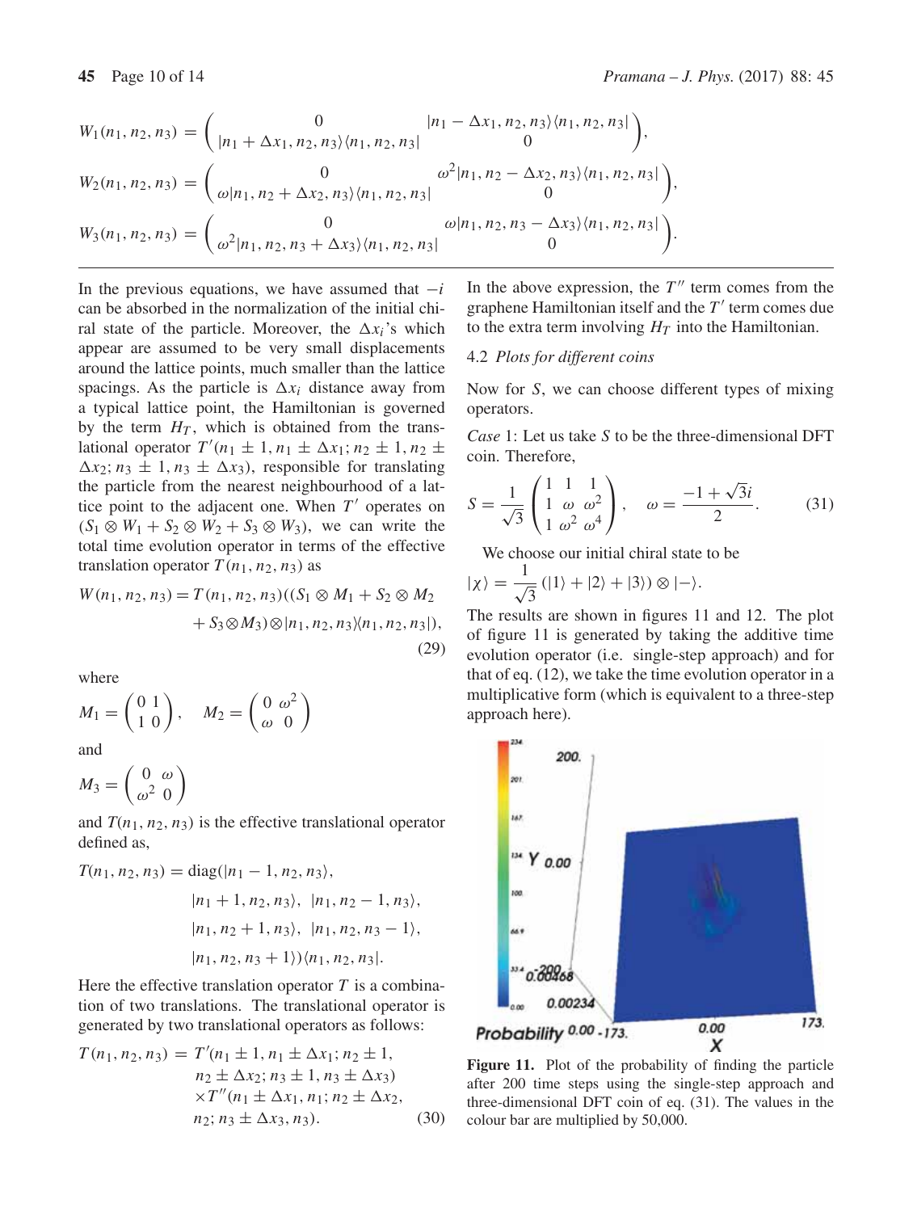$$W_1(n_1, n_2, n_3) = \begin{pmatrix} 0 & |n_1 - \Delta x_1, n_2, n_3\rangle\langle n_1, n_2, n_3| \\ |n_1 + \Delta x_1, n_2, n_3\rangle\langle n_1, n_2, n_3| & 0 \end{pmatrix},$$

$$W_2(n_1, n_2, n_3) = \begin{pmatrix} 0 & \omega^2|n_1, n_2 - \Delta x_2, n_3\rangle\langle n_1, n_2, n_3| \\ \omega|n_1, n_2 + \Delta x_2, n_3\rangle\langle n_1, n_2, n_3| & 0 \end{pmatrix},$$

$$W_3(n_1, n_2, n_3) = \begin{pmatrix} 0 & \omega|n_1, n_2, n_3 - \Delta x_3\rangle\langle n_1, n_2, n_3| \\ \omega^2|n_1, n_2, n_3 + \Delta x_3\rangle\langle n_1, n_2, n_3| & 0 \end{pmatrix}.$$

In the previous equations, we have assumed that $-i$ can be absorbed in the normalization of the initial chiral state of the particle. Moreover, the $\Delta x_i$'s which appear are assumed to be very small displacements around the lattice points, much smaller than the lattice spacings. As the particle is $\Delta x_i$ distance away from a typical lattice point, the Hamiltonian is governed by the term $H_T$, which is obtained from the translational operator $T'(n_1 \pm 1, n_1 \pm \Delta x_1; n_2 \pm 1, n_2 \pm \Delta x_2; n_3 \pm 1, n_3 \pm \Delta x_3)$, responsible for translating the particle from the nearest neighbourhood of a lattice point to the adjacent one. When $T'$ operates on $(S_1 \otimes W_1 + S_2 \otimes W_2 + S_3 \otimes W_3)$, we can write the total time evolution operator in terms of the effective translation operator $T(n_1, n_2, n_3)$ as

$$W(n_1, n_2, n_3) = T(n_1, n_2, n_3)((S_1 \otimes M_1 + S_2 \otimes M_2 + S_3 \otimes M_3) \otimes |n_1, n_2, n_3\rangle\langle n_1, n_2, n_3|), \tag{29}$$

where

$$M_1 = \begin{pmatrix} 0 & 1 \\ 1 & 0 \end{pmatrix}, \quad M_2 = \begin{pmatrix} 0 & \omega^2 \\ \omega & 0 \end{pmatrix}$$

and

$$M_3 = \begin{pmatrix} 0 & \omega \\ \omega^2 & 0 \end{pmatrix}$$

and $T(n_1, n_2, n_3)$ is the effective translational operator defined as,

$$\begin{aligned} T(n_1, n_2, n_3) = \mathrm{diag}(&|n_1 - 1, n_2, n_3\rangle, \\ &|n_1 + 1, n_2, n_3\rangle, \ |n_1, n_2 - 1, n_3\rangle, \\ &|n_1, n_2 + 1, n_3\rangle, \ |n_1, n_2, n_3 - 1\rangle, \\ &|n_1, n_2, n_3 + 1\rangle)\langle n_1, n_2, n_3|. \end{aligned}$$

Here the effective translation operator $T$ is a combination of two translations. The translational operator is generated by two translational operators as follows:

$$\begin{aligned} T(n_1, n_2, n_3) = \ &T'(n_1 \pm 1, n_1 \pm \Delta x_1; n_2 \pm 1, \\ &n_2 \pm \Delta x_2; n_3 \pm 1, n_3 \pm \Delta x_3) \\ &\times T''(n_1 \pm \Delta x_1, n_1; n_2 \pm \Delta x_2, \\ &n_2; n_3 \pm \Delta x_3, n_3). \end{aligned} \tag{30}$$

In the above expression, the $T''$ term comes from the graphene Hamiltonian itself and the $T'$ term comes due to the extra term involving $H_T$ into the Hamiltonian.

### 4.2 *Plots for different coins*

Now for $S$, we can choose different types of mixing operators.

*Case* 1: Let us take $S$ to be the three-dimensional DFT coin. Therefore,

$$S = \frac{1}{\sqrt{3}} \begin{pmatrix} 1 & 1 & 1 \\ 1 & \omega & \omega^2 \\ 1 & \omega^2 & \omega^4 \end{pmatrix}, \quad \omega = \frac{-1 + \sqrt{3}i}{2}. \tag{31}$$

We choose our initial chiral state to be

$$|\chi\rangle = \frac{1}{\sqrt{3}}(|1\rangle + |2\rangle + |3\rangle) \otimes |-\rangle.$$

The results are shown in figures 11 and 12. The plot of figure 11 is generated by taking the additive time evolution operator (i.e. single-step approach) and for that of eq. (12), we take the time evolution operator in a multiplicative form (which is equivalent to a three-step approach here).

**Figure 11.** Plot of the probability of finding the particle after 200 time steps using the single-step approach and three-dimensional DFT coin of eq. (31). The values in the colour bar are multiplied by 50,000.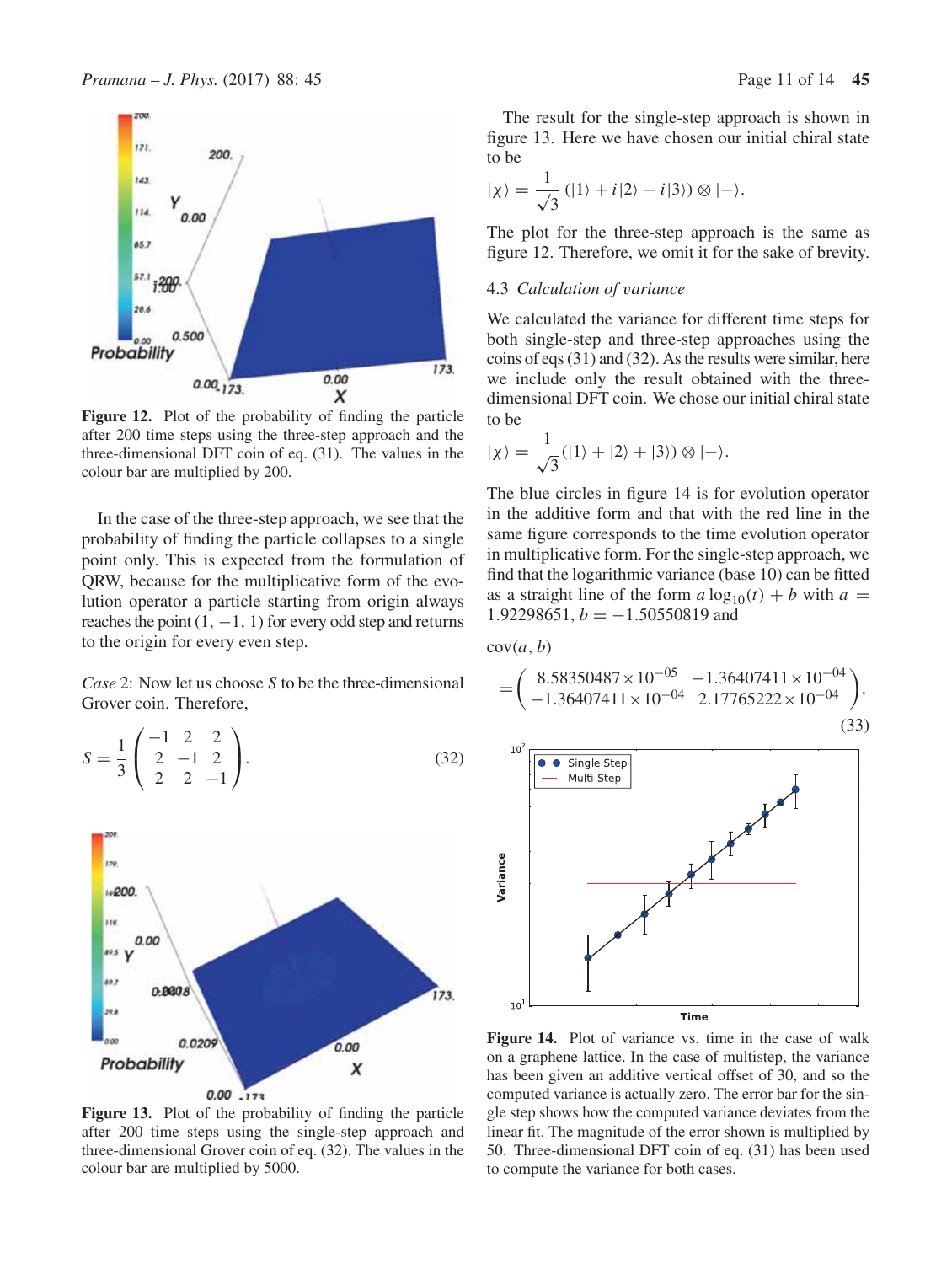**Figure 12.** Plot of the probability of finding the particle after 200 time steps using the three-step approach and the three-dimensional DFT coin of eq. (31). The values in the colour bar are multiplied by 200.

In the case of the three-step approach, we see that the probability of finding the particle collapses to a single point only. This is expected from the formulation of QRW, because for the multiplicative form of the evolution operator a particle starting from origin always reaches the point $(1, -1, 1)$ for every odd step and returns to the origin for every even step.

*Case* 2: Now let us choose $S$ to be the three-dimensional Grover coin. Therefore,

$$S = \frac{1}{3}\begin{pmatrix} -1 & 2 & 2 \\ 2 & -1 & 2 \\ 2 & 2 & -1 \end{pmatrix}. \tag{32}$$

**Figure 13.** Plot of the probability of finding the particle after 200 time steps using the single-step approach and three-dimensional Grover coin of eq. (32). The values in the colour bar are multiplied by 5000.

The result for the single-step approach is shown in figure 13. Here we have chosen our initial chiral state to be

$$|\chi\rangle = \frac{1}{\sqrt{3}}(|1\rangle + i|2\rangle - i|3\rangle) \otimes |-\rangle.$$

The plot for the three-step approach is the same as figure 12. Therefore, we omit it for the sake of brevity.

### 4.3 *Calculation of variance*

We calculated the variance for different time steps for both single-step and three-step approaches using the coins of eqs (31) and (32). As the results were similar, here we include only the result obtained with the three-dimensional DFT coin. We chose our initial chiral state to be

$$|\chi\rangle = \frac{1}{\sqrt{3}}(|1\rangle + |2\rangle + |3\rangle) \otimes |-\rangle.$$

The blue circles in figure 14 is for evolution operator in the additive form and that with the red line in the same figure corresponds to the time evolution operator in multiplicative form. For the single-step approach, we find that the logarithmic variance (base 10) can be fitted as a straight line of the form $a\log_{10}(t) + b$ with $a = 1.92298651$, $b = -1.50550819$ and

$$\mathrm{cov}(a, b) = \begin{pmatrix} 8.58350487\times 10^{-05} & -1.36407411\times 10^{-04} \\ -1.36407411\times 10^{-04} & 2.17765222\times 10^{-04} \end{pmatrix}. \tag{33}$$

**Figure 14.** Plot of variance vs. time in the case of walk on a graphene lattice. In the case of multistep, the variance has been given an additive vertical offset of 30, and so the computed variance is actually zero. The error bar for the single step shows how the computed variance deviates from the linear fit. The magnitude of the error shown is multiplied by 50. Three-dimensional DFT coin of eq. (31) has been used to compute the variance for both cases.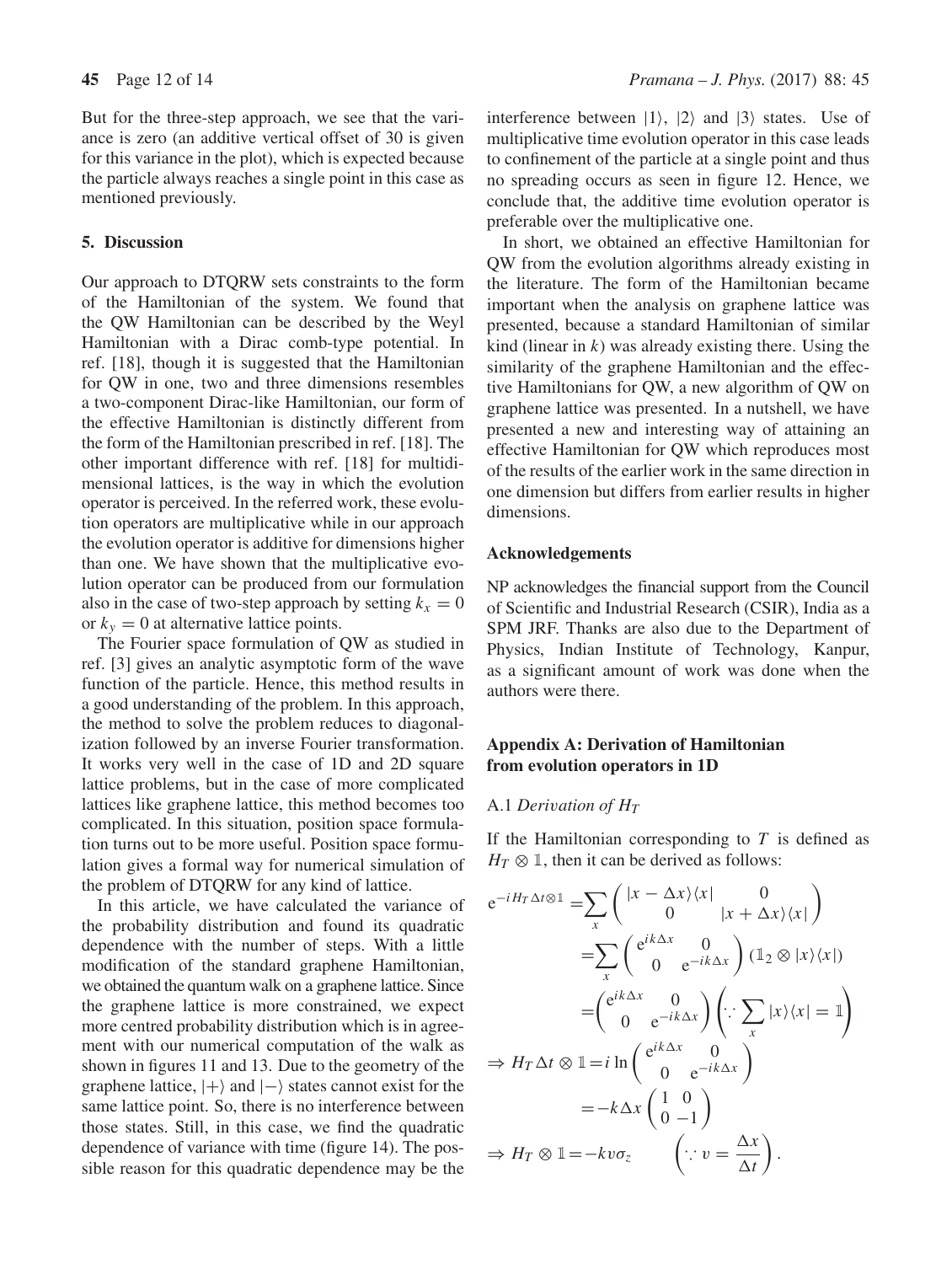But for the three-step approach, we see that the variance is zero (an additive vertical offset of 30 is given for this variance in the plot), which is expected because the particle always reaches a single point in this case as mentioned previously.

## 5. Discussion

Our approach to DTQRW sets constraints to the form of the Hamiltonian of the system. We found that the QW Hamiltonian can be described by the Weyl Hamiltonian with a Dirac comb-type potential. In ref. [18], though it is suggested that the Hamiltonian for QW in one, two and three dimensions resembles a two-component Dirac-like Hamiltonian, our form of the effective Hamiltonian is distinctly different from the form of the Hamiltonian prescribed in ref. [18]. The other important difference with ref. [18] for multidimensional lattices, is the way in which the evolution operator is perceived. In the referred work, these evolution operators are multiplicative while in our approach the evolution operator is additive for dimensions higher than one. We have shown that the multiplicative evolution operator can be produced from our formulation also in the case of two-step approach by setting $k_x = 0$ or $k_y = 0$ at alternative lattice points.

The Fourier space formulation of QW as studied in ref. [3] gives an analytic asymptotic form of the wave function of the particle. Hence, this method results in a good understanding of the problem. In this approach, the method to solve the problem reduces to diagonalization followed by an inverse Fourier transformation. It works very well in the case of 1D and 2D square lattice problems, but in the case of more complicated lattices like graphene lattice, this method becomes too complicated. In this situation, position space formulation turns out to be more useful. Position space formulation gives a formal way for numerical simulation of the problem of DTQRW for any kind of lattice.

In this article, we have calculated the variance of the probability distribution and found its quadratic dependence with the number of steps. With a little modification of the standard graphene Hamiltonian, we obtained the quantum walk on a graphene lattice. Since the graphene lattice is more constrained, we expect more centred probability distribution which is in agreement with our numerical computation of the walk as shown in figures 11 and 13. Due to the geometry of the graphene lattice, $|+\rangle$ and $|-\rangle$ states cannot exist for the same lattice point. So, there is no interference between those states. Still, in this case, we find the quadratic dependence of variance with time (figure 14). The possible reason for this quadratic dependence may be the interference between $|1\rangle$, $|2\rangle$ and $|3\rangle$ states. Use of multiplicative time evolution operator in this case leads to confinement of the particle at a single point and thus no spreading occurs as seen in figure 12. Hence, we conclude that, the additive time evolution operator is preferable over the multiplicative one.

In short, we obtained an effective Hamiltonian for QW from the evolution algorithms already existing in the literature. The form of the Hamiltonian became important when the analysis on graphene lattice was presented, because a standard Hamiltonian of similar kind (linear in $k$) was already existing there. Using the similarity of the graphene Hamiltonian and the effective Hamiltonians for QW, a new algorithm of QW on graphene lattice was presented. In a nutshell, we have presented a new and interesting way of attaining an effective Hamiltonian for QW which reproduces most of the results of the earlier work in the same direction in one dimension but differs from earlier results in higher dimensions.

## Acknowledgements

NP acknowledges the financial support from the Council of Scientific and Industrial Research (CSIR), India as a SPM JRF. Thanks are also due to the Department of Physics, Indian Institute of Technology, Kanpur, as a significant amount of work was done when the authors were there.

## Appendix A: Derivation of Hamiltonian from evolution operators in 1D

### A.1 *Derivation of $H_T$*

If the Hamiltonian corresponding to $T$ is defined as $H_T \otimes \mathbb{1}$, then it can be derived as follows:

$$
\begin{aligned}
\mathrm{e}^{-iH_T\Delta t\otimes\mathbb{1}} &= \sum_x \begin{pmatrix} |x-\Delta x\rangle\langle x| & 0 \\ 0 & |x+\Delta x\rangle\langle x| \end{pmatrix} \\
&= \sum_x \begin{pmatrix} \mathrm{e}^{ik\Delta x} & 0 \\ 0 & \mathrm{e}^{-ik\Delta x} \end{pmatrix} (\mathbb{1}_2 \otimes |x\rangle\langle x|) \\
&= \begin{pmatrix} \mathrm{e}^{ik\Delta x} & 0 \\ 0 & \mathrm{e}^{-ik\Delta x} \end{pmatrix} \left(\because \sum_x |x\rangle\langle x| = \mathbb{1}\right) \\
\Rightarrow H_T\Delta t \otimes \mathbb{1} &= i\ln \begin{pmatrix} \mathrm{e}^{ik\Delta x} & 0 \\ 0 & \mathrm{e}^{-ik\Delta x} \end{pmatrix} \\
&= -k\Delta x \begin{pmatrix} 1 & 0 \\ 0 & -1 \end{pmatrix} \\
\Rightarrow H_T \otimes \mathbb{1} &= -kv\sigma_z \qquad \left(\because v = \frac{\Delta x}{\Delta t}\right).
\end{aligned}
$$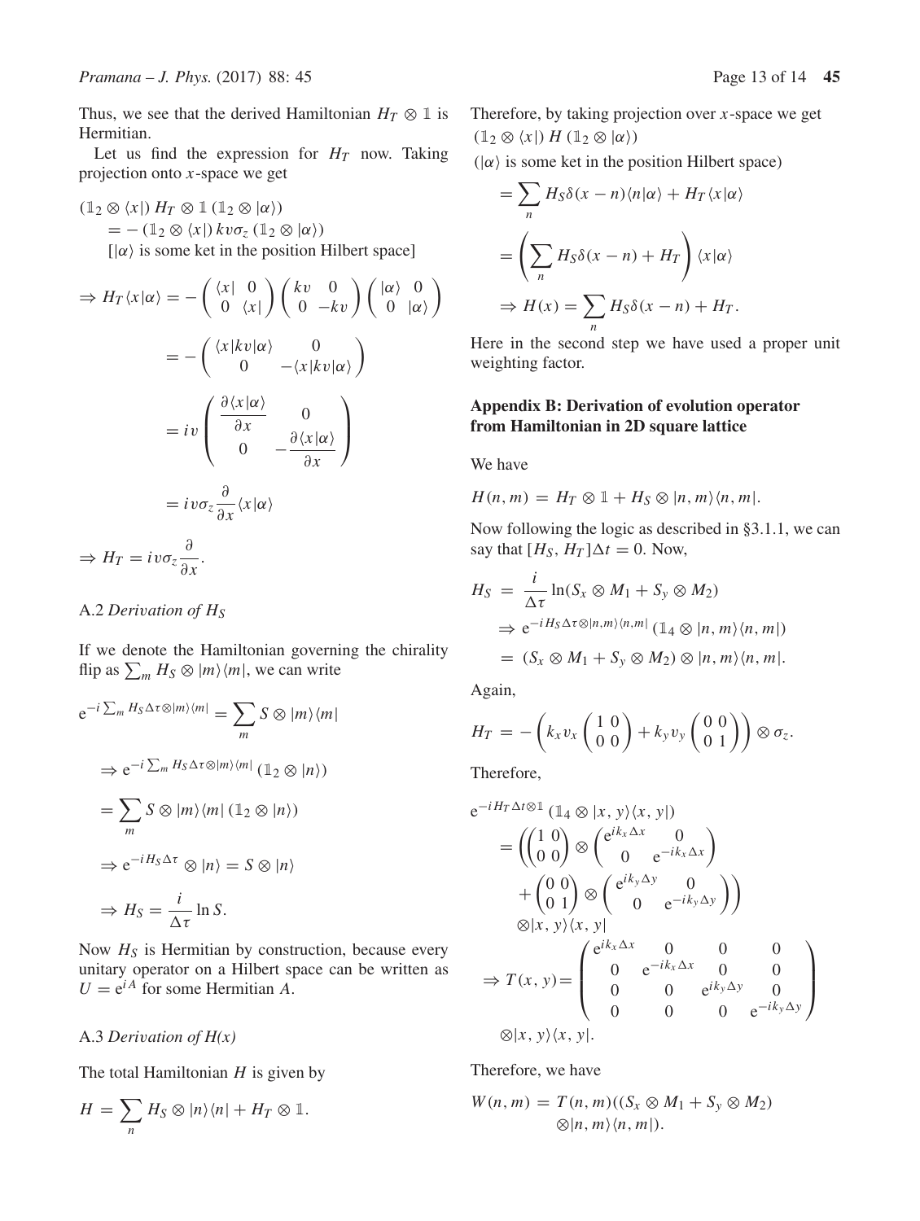Thus, we see that the derived Hamiltonian $H_T \otimes \mathbb{1}$ is Hermitian.

Let us find the expression for $H_T$ now. Taking projection onto $x$-space we get

$$
\begin{aligned}
&(\mathbb{1}_2 \otimes \langle x|)\, H_T \otimes \mathbb{1}\, (\mathbb{1}_2 \otimes |\alpha\rangle) \\
&\quad = -\,(\mathbb{1}_2 \otimes \langle x|)\, kv\sigma_z\, (\mathbb{1}_2 \otimes |\alpha\rangle) \\
&\quad [|\alpha\rangle \text{ is some ket in the position Hilbert space}]
\end{aligned}
$$

$$
\begin{aligned}
\Rightarrow H_T \langle x|\alpha\rangle &= -\begin{pmatrix} \langle x| & 0 \\ 0 & \langle x| \end{pmatrix} \begin{pmatrix} kv & 0 \\ 0 & -kv \end{pmatrix} \begin{pmatrix} |\alpha\rangle & 0 \\ 0 & |\alpha\rangle \end{pmatrix} \\
&= -\begin{pmatrix} \langle x|kv|\alpha\rangle & 0 \\ 0 & -\langle x|kv|\alpha\rangle \end{pmatrix} \\
&= iv \begin{pmatrix} \dfrac{\partial \langle x|\alpha\rangle}{\partial x} & 0 \\ 0 & -\dfrac{\partial \langle x|\alpha\rangle}{\partial x} \end{pmatrix} \\
&= iv\sigma_z \frac{\partial}{\partial x} \langle x|\alpha\rangle
\end{aligned}
$$

$$
\Rightarrow H_T = iv\sigma_z \frac{\partial}{\partial x}.
$$

### A.2 *Derivation of $H_S$*

If we denote the Hamiltonian governing the chirality flip as $\sum_m H_S \otimes |m\rangle\langle m|$, we can write

$$
\begin{aligned}
&\mathrm{e}^{-i\sum_m H_S \Delta\tau \otimes |m\rangle\langle m|} = \sum_m S \otimes |m\rangle\langle m| \\
&\Rightarrow \mathrm{e}^{-i\sum_m H_S \Delta\tau \otimes |m\rangle\langle m|}\, (\mathbb{1}_2 \otimes |n\rangle) \\
&= \sum_m S \otimes |m\rangle\langle m|\, (\mathbb{1}_2 \otimes |n\rangle) \\
&\Rightarrow \mathrm{e}^{-iH_S\Delta\tau} \otimes |n\rangle = S \otimes |n\rangle \\
&\Rightarrow H_S = \frac{i}{\Delta\tau} \ln S.
\end{aligned}
$$

Now $H_S$ is Hermitian by construction, because every unitary operator on a Hilbert space can be written as $U = \mathrm{e}^{iA}$ for some Hermitian $A$.

### A.3 *Derivation of H(x)*

The total Hamiltonian $H$ is given by

$$
H = \sum_n H_S \otimes |n\rangle\langle n| + H_T \otimes \mathbb{1}.
$$

Therefore, by taking projection over $x$-space we get $(\mathbb{1}_2 \otimes \langle x|)\, H\, (\mathbb{1}_2 \otimes |\alpha\rangle)$

($|\alpha\rangle$ is some ket in the position Hilbert space)

$$
\begin{aligned}
&= \sum_n H_S \delta(x-n) \langle n|\alpha\rangle + H_T \langle x|\alpha\rangle \\
&= \left( \sum_n H_S \delta(x-n) + H_T \right) \langle x|\alpha\rangle \\
&\Rightarrow H(x) = \sum_n H_S \delta(x-n) + H_T.
\end{aligned}
$$

Here in the second step we have used a proper unit weighting factor.

## Appendix B: Derivation of evolution operator from Hamiltonian in 2D square lattice

We have

$$
H(n,m) = H_T \otimes \mathbb{1} + H_S \otimes |n,m\rangle\langle n,m|.
$$

Now following the logic as described in §3.1.1, we can say that $[H_S, H_T]\Delta t = 0$. Now,

$$
\begin{aligned}
H_S &= \frac{i}{\Delta\tau} \ln(S_x \otimes M_1 + S_y \otimes M_2) \\
&\Rightarrow \mathrm{e}^{-iH_S\Delta\tau \otimes |n,m\rangle\langle n,m|}\, (\mathbb{1}_4 \otimes |n,m\rangle\langle n,m|) \\
&= (S_x \otimes M_1 + S_y \otimes M_2) \otimes |n,m\rangle\langle n,m|.
\end{aligned}
$$

Again,

$$
H_T = -\left( k_x v_x \begin{pmatrix} 1 & 0 \\ 0 & 0 \end{pmatrix} + k_y v_y \begin{pmatrix} 0 & 0 \\ 0 & 1 \end{pmatrix} \right) \otimes \sigma_z.
$$

Therefore,

$$
\begin{aligned}
&\mathrm{e}^{-iH_T\Delta t \otimes \mathbb{1}}\, (\mathbb{1}_4 \otimes |x,y\rangle\langle x,y|) \\
&= \left( \begin{pmatrix} 1 & 0 \\ 0 & 0 \end{pmatrix} \otimes \begin{pmatrix} \mathrm{e}^{ik_x\Delta x} & 0 \\ 0 & \mathrm{e}^{-ik_x\Delta x} \end{pmatrix} + \begin{pmatrix} 0 & 0 \\ 0 & 1 \end{pmatrix} \otimes \begin{pmatrix} \mathrm{e}^{ik_y\Delta y} & 0 \\ 0 & \mathrm{e}^{-ik_y\Delta y} \end{pmatrix} \right) \\
&\quad \otimes |x,y\rangle\langle x,y| \\
&\Rightarrow T(x,y) = \begin{pmatrix} \mathrm{e}^{ik_x\Delta x} & 0 & 0 & 0 \\ 0 & \mathrm{e}^{-ik_x\Delta x} & 0 & 0 \\ 0 & 0 & \mathrm{e}^{ik_y\Delta y} & 0 \\ 0 & 0 & 0 & \mathrm{e}^{-ik_y\Delta y} \end{pmatrix} \\
&\quad \otimes |x,y\rangle\langle x,y|.
\end{aligned}
$$

Therefore, we have

$$
\begin{aligned}
W(n,m) = T(n,m)((S_x \otimes M_1 + S_y \otimes M_2) \\
\otimes |n,m\rangle\langle n,m|).
\end{aligned}
$$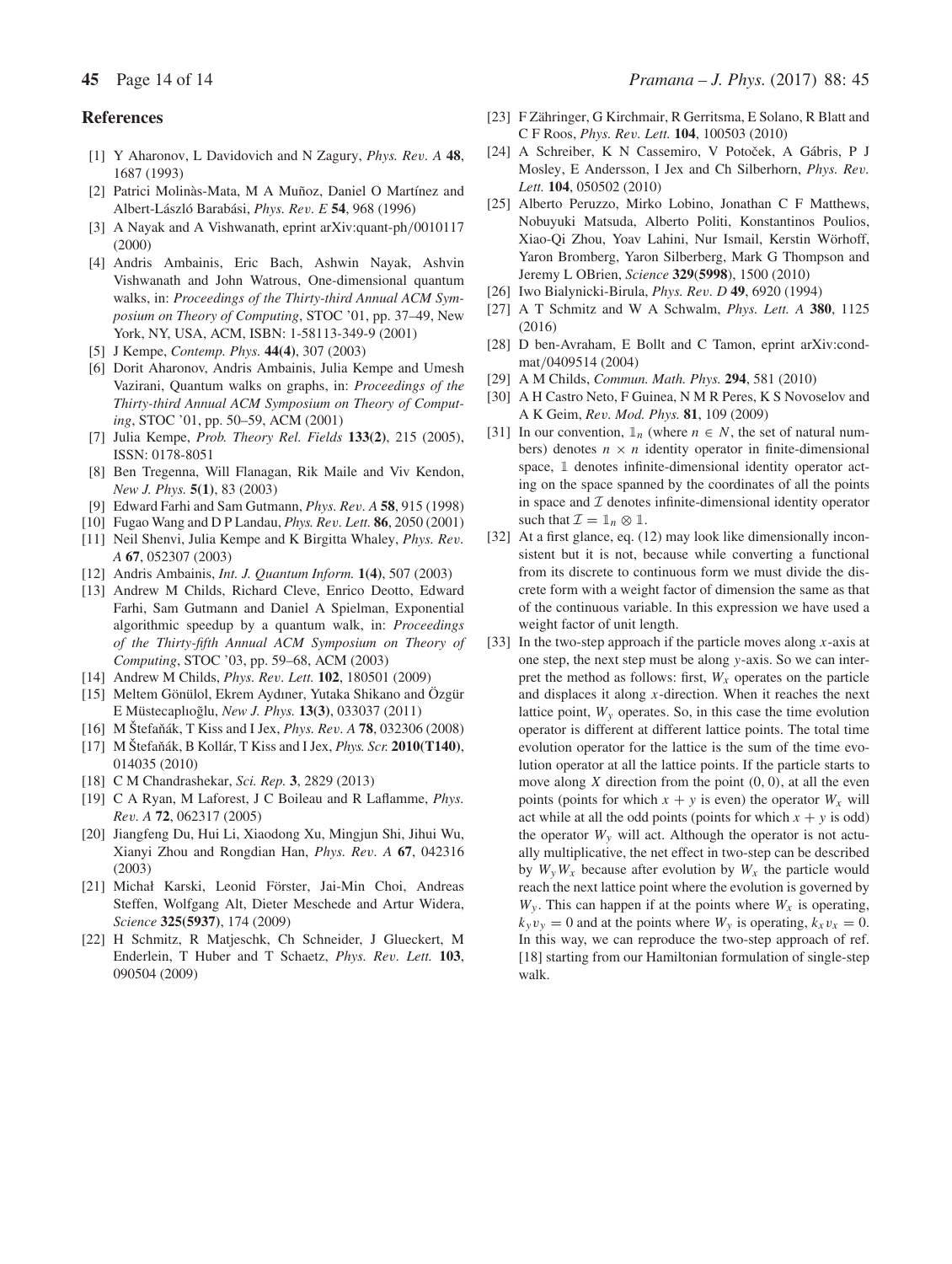## References

[1] Y Aharonov, L Davidovich and N Zagury, *Phys. Rev. A* **48**, 1687 (1993)

[2] Patrici Molinàs-Mata, M A Muñoz, Daniel O Martínez and Albert-László Barabási, *Phys. Rev. E* **54**, 968 (1996)

[3] A Nayak and A Vishwanath, eprint arXiv:quant-ph/0010117 (2000)

[4] Andris Ambainis, Eric Bach, Ashwin Nayak, Ashvin Vishwanath and John Watrous, One-dimensional quantum walks, in: *Proceedings of the Thirty-third Annual ACM Symposium on Theory of Computing*, STOC '01, pp. 37–49, New York, NY, USA, ACM, ISBN: 1-58113-349-9 (2001)

[5] J Kempe, *Contemp. Phys.* **44(4)**, 307 (2003)

[6] Dorit Aharonov, Andris Ambainis, Julia Kempe and Umesh Vazirani, Quantum walks on graphs, in: *Proceedings of the Thirty-third Annual ACM Symposium on Theory of Computing*, STOC '01, pp. 50–59, ACM (2001)

[7] Julia Kempe, *Prob. Theory Rel. Fields* **133(2)**, 215 (2005), ISSN: 0178-8051

[8] Ben Tregenna, Will Flanagan, Rik Maile and Viv Kendon, *New J. Phys.* **5(1)**, 83 (2003)

[9] Edward Farhi and Sam Gutmann, *Phys. Rev. A* **58**, 915 (1998)

[10] Fugao Wang and D P Landau, *Phys. Rev. Lett.* **86**, 2050 (2001)

[11] Neil Shenvi, Julia Kempe and K Birgitta Whaley, *Phys. Rev. A* **67**, 052307 (2003)

[12] Andris Ambainis, *Int. J. Quantum Inform.* **1(4)**, 507 (2003)

[13] Andrew M Childs, Richard Cleve, Enrico Deotto, Edward Farhi, Sam Gutmann and Daniel A Spielman, Exponential algorithmic speedup by a quantum walk, in: *Proceedings of the Thirty-fifth Annual ACM Symposium on Theory of Computing*, STOC '03, pp. 59–68, ACM (2003)

[14] Andrew M Childs, *Phys. Rev. Lett.* **102**, 180501 (2009)

[15] Meltem Gönülol, Ekrem Aydıner, Yutaka Shikano and Özgür E Müstecaplıoğlu, *New J. Phys.* **13(3)**, 033037 (2011)

[16] M Štefaňák, T Kiss and I Jex, *Phys. Rev. A* **78**, 032306 (2008)

[17] M Štefaňák, B Kollár, T Kiss and I Jex, *Phys. Scr.* **2010(T140)**, 014035 (2010)

[18] C M Chandrashekar, *Sci. Rep.* **3**, 2829 (2013)

[19] C A Ryan, M Laforest, J C Boileau and R Laflamme, *Phys. Rev. A* **72**, 062317 (2005)

[20] Jiangfeng Du, Hui Li, Xiaodong Xu, Mingjun Shi, Jihui Wu, Xianyi Zhou and Rongdian Han, *Phys. Rev. A* **67**, 042316 (2003)

[21] Michał Karski, Leonid Förster, Jai-Min Choi, Andreas Steffen, Wolfgang Alt, Dieter Meschede and Artur Widera, *Science* **325(5937)**, 174 (2009)

[22] H Schmitz, R Matjeschk, Ch Schneider, J Glueckert, M Enderlein, T Huber and T Schaetz, *Phys. Rev. Lett.* **103**, 090504 (2009)

[23] F Zähringer, G Kirchmair, R Gerritsma, E Solano, R Blatt and C F Roos, *Phys. Rev. Lett.* **104**, 100503 (2010)

[24] A Schreiber, K N Cassemiro, V Potoček, A Gábris, P J Mosley, E Andersson, I Jex and Ch Silberhorn, *Phys. Rev. Lett.* **104**, 050502 (2010)

[25] Alberto Peruzzo, Mirko Lobino, Jonathan C F Matthews, Nobuyuki Matsuda, Alberto Politi, Konstantinos Poulios, Xiao-Qi Zhou, Yoav Lahini, Nur Ismail, Kerstin Wörhoff, Yaron Bromberg, Yaron Silberberg, Mark G Thompson and Jeremy L OBrien, *Science* **329(5998)**, 1500 (2010)

[26] Iwo Bialynicki-Birula, *Phys. Rev. D* **49**, 6920 (1994)

[27] A T Schmitz and W A Schwalm, *Phys. Lett. A* **380**, 1125 (2016)

[28] D ben-Avraham, E Bollt and C Tamon, eprint arXiv:cond-mat/0409514 (2004)

[29] A M Childs, *Commun. Math. Phys.* **294**, 581 (2010)

[30] A H Castro Neto, F Guinea, N M R Peres, K S Novoselov and A K Geim, *Rev. Mod. Phys.* **81**, 109 (2009)

[31] In our convention, $\mathbb{1}_n$ (where $n \in N$, the set of natural numbers) denotes $n \times n$ identity operator in finite-dimensional space, $\mathbb{1}$ denotes infinite-dimensional identity operator acting on the space spanned by the coordinates of all the points in space and $\mathcal{I}$ denotes infinite-dimensional identity operator such that $\mathcal{I} = \mathbb{1}_n \otimes \mathbb{1}$.

[32] At a first glance, eq. (12) may look like dimensionally inconsistent but it is not, because while converting a functional from its discrete to continuous form we must divide the discrete form with a weight factor of dimension the same as that of the continuous variable. In this expression we have used a weight factor of unit length.

[33] In the two-step approach if the particle moves along $x$-axis at one step, the next step must be along $y$-axis. So we can interpret the method as follows: first, $W_x$ operates on the particle and displaces it along $x$-direction. When it reaches the next lattice point, $W_y$ operates. So, in this case the time evolution operator is different at different lattice points. The total time evolution operator for the lattice is the sum of the time evolution operator at all the lattice points. If the particle starts to move along $X$ direction from the point $(0, 0)$, at all the even points (points for which $x + y$ is even) the operator $W_x$ will act while at all the odd points (points for which $x + y$ is odd) the operator $W_y$ will act. Although the operator is not actually multiplicative, the net effect in two-step can be described by $W_y W_x$ because after evolution by $W_x$ the particle would reach the next lattice point where the evolution is governed by $W_y$. This can happen if at the points where $W_x$ is operating, $k_y v_y = 0$ and at the points where $W_y$ is operating, $k_x v_x = 0$. In this way, we can reproduce the two-step approach of ref. [18] starting from our Hamiltonian formulation of single-step walk.